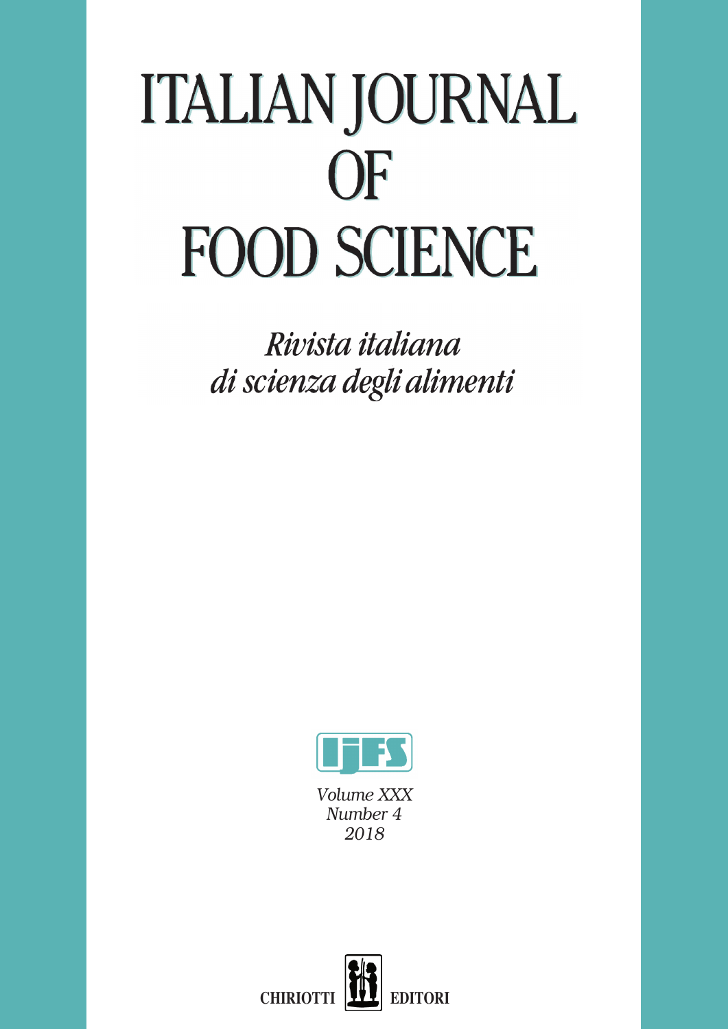# ITALIAN JOURNAL OF FOOD SCIENCE

*Rivista italiana di scienza degli alimenti*

IJFS

*Volume XXX*
*Number 4*
*2018*

CHIRIOTTI EDITORI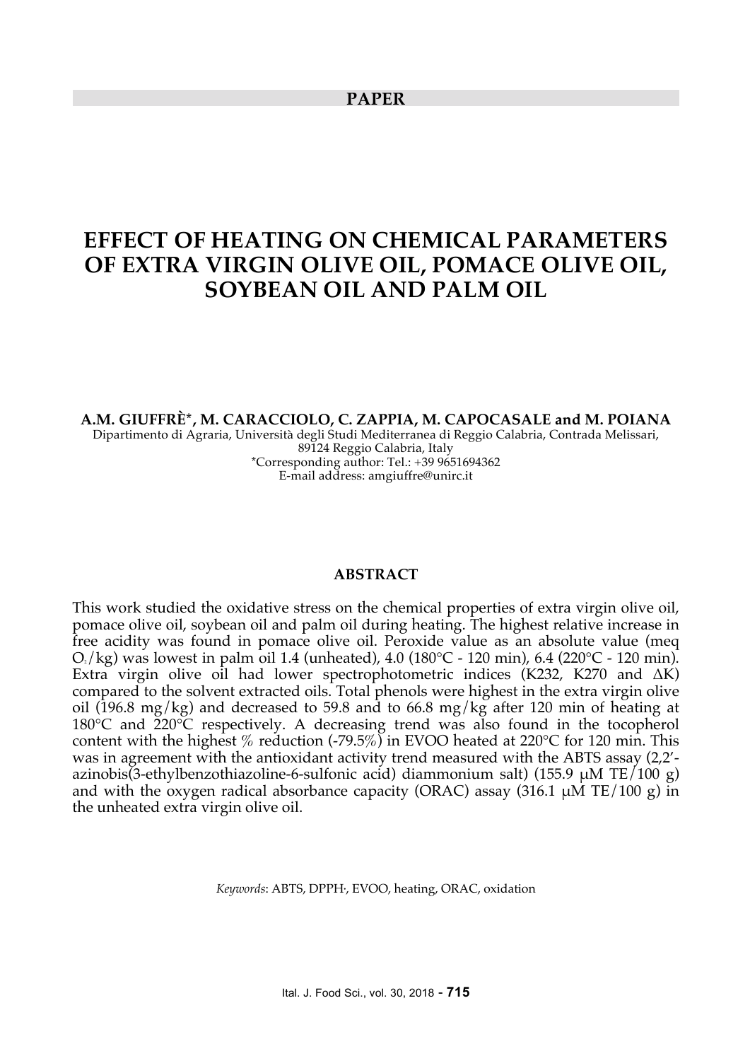**PAPER**

# EFFECT OF HEATING ON CHEMICAL PARAMETERS OF EXTRA VIRGIN OLIVE OIL, POMACE OLIVE OIL, SOYBEAN OIL AND PALM OIL

**A.M. GIUFFRÈ*, M. CARACCIOLO, C. ZAPPIA, M. CAPOCASALE and M. POIANA**

Dipartimento di Agraria, Università degli Studi Mediterranea di Reggio Calabria, Contrada Melissari, 89124 Reggio Calabria, Italy

*Corresponding author: Tel.: +39 9651694362

E-mail address: amgiuffre@unirc.it

## ABSTRACT

This work studied the oxidative stress on the chemical properties of extra virgin olive oil, pomace olive oil, soybean oil and palm oil during heating. The highest relative increase in free acidity was found in pomace olive oil. Peroxide value as an absolute value (meq $O_2$/kg) was lowest in palm oil 1.4 (unheated), 4.0 (180°C - 120 min), 6.4 (220°C - 120 min). Extra virgin olive oil had lower spectrophotometric indices (K232, K270 and ΔK) compared to the solvent extracted oils. Total phenols were highest in the extra virgin olive oil (196.8 mg/kg) and decreased to 59.8 and to 66.8 mg/kg after 120 min of heating at 180°C and 220°C respectively. A decreasing trend was also found in the tocopherol content with the highest % reduction (-79.5%) in EVOO heated at 220°C for 120 min. This was in agreement with the antioxidant activity trend measured with the ABTS assay (2,2'-azinobis(3-ethylbenzothiazoline-6-sulfonic acid) diammonium salt) (155.9 μM TE/100 g) and with the oxygen radical absorbance capacity (ORAC) assay (316.1 μM TE/100 g) in the unheated extra virgin olive oil.

*Keywords*: ABTS, DPPH·, EVOO, heating, ORAC, oxidation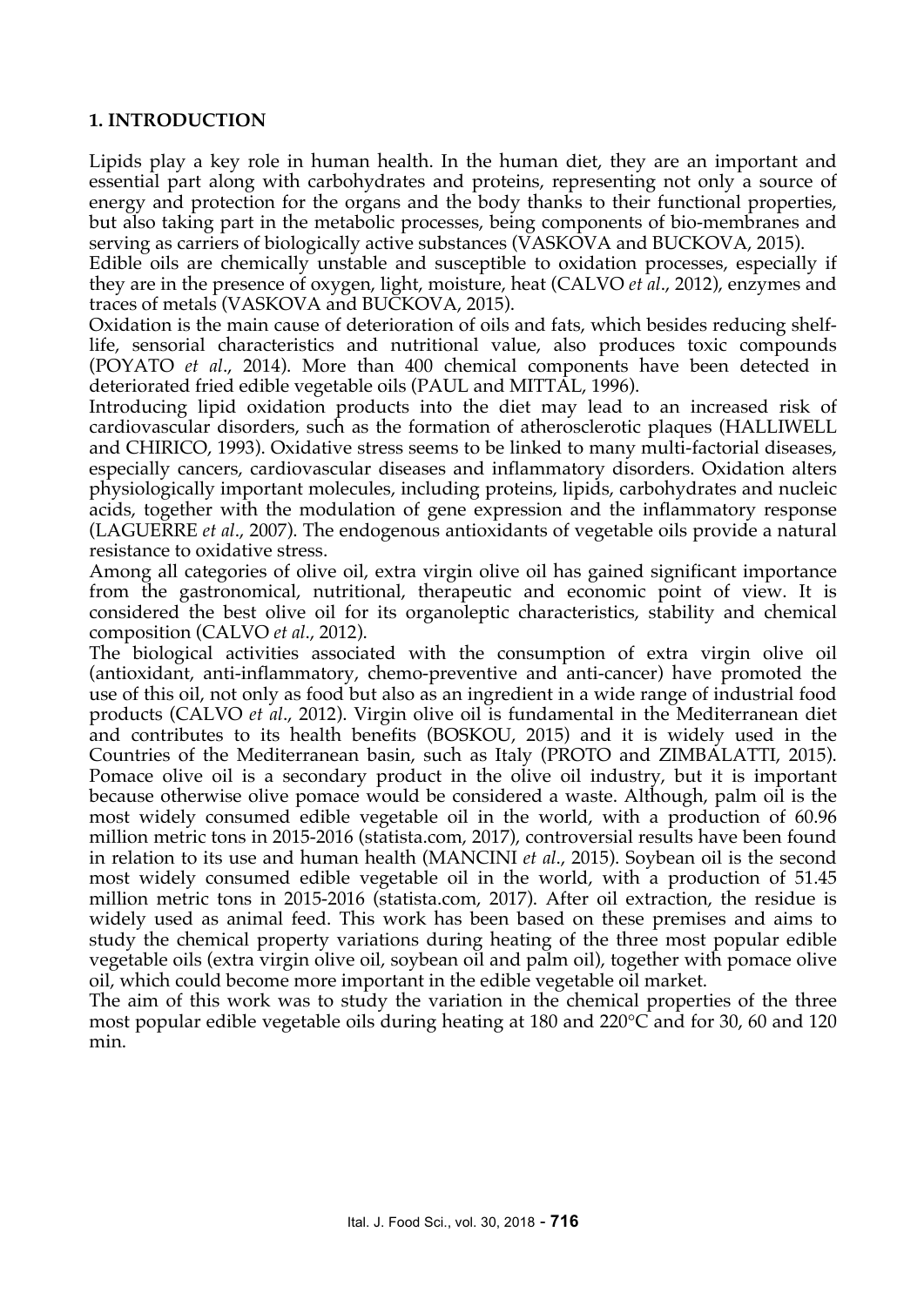## 1. INTRODUCTION

Lipids play a key role in human health. In the human diet, they are an important and essential part along with carbohydrates and proteins, representing not only a source of energy and protection for the organs and the body thanks to their functional properties, but also taking part in the metabolic processes, being components of bio-membranes and serving as carriers of biologically active substances (VASKOVA and BUCKOVA, 2015).

Edible oils are chemically unstable and susceptible to oxidation processes, especially if they are in the presence of oxygen, light, moisture, heat (CALVO *et al*., 2012), enzymes and traces of metals (VASKOVA and BUCKOVA, 2015).

Oxidation is the main cause of deterioration of oils and fats, which besides reducing shelf-life, sensorial characteristics and nutritional value, also produces toxic compounds (POYATO *et al*., 2014). More than 400 chemical components have been detected in deteriorated fried edible vegetable oils (PAUL and MITTAL, 1996).

Introducing lipid oxidation products into the diet may lead to an increased risk of cardiovascular disorders, such as the formation of atherosclerotic plaques (HALLIWELL and CHIRICO, 1993). Oxidative stress seems to be linked to many multi-factorial diseases, especially cancers, cardiovascular diseases and inflammatory disorders. Oxidation alters physiologically important molecules, including proteins, lipids, carbohydrates and nucleic acids, together with the modulation of gene expression and the inflammatory response (LAGUERRE *et al*., 2007). The endogenous antioxidants of vegetable oils provide a natural resistance to oxidative stress.

Among all categories of olive oil, extra virgin olive oil has gained significant importance from the gastronomical, nutritional, therapeutic and economic point of view. It is considered the best olive oil for its organoleptic characteristics, stability and chemical composition (CALVO *et al*., 2012).

The biological activities associated with the consumption of extra virgin olive oil (antioxidant, anti-inflammatory, chemo-preventive and anti-cancer) have promoted the use of this oil, not only as food but also as an ingredient in a wide range of industrial food products (CALVO *et al*., 2012). Virgin olive oil is fundamental in the Mediterranean diet and contributes to its health benefits (BOSKOU, 2015) and it is widely used in the Countries of the Mediterranean basin, such as Italy (PROTO and ZIMBALATTI, 2015). Pomace olive oil is a secondary product in the olive oil industry, but it is important because otherwise olive pomace would be considered a waste. Although, palm oil is the most widely consumed edible vegetable oil in the world, with a production of 60.96 million metric tons in 2015-2016 (statista.com, 2017), controversial results have been found in relation to its use and human health (MANCINI *et al*., 2015). Soybean oil is the second most widely consumed edible vegetable oil in the world, with a production of 51.45 million metric tons in 2015-2016 (statista.com, 2017). After oil extraction, the residue is widely used as animal feed. This work has been based on these premises and aims to study the chemical property variations during heating of the three most popular edible vegetable oils (extra virgin olive oil, soybean oil and palm oil), together with pomace olive oil, which could become more important in the edible vegetable oil market.

The aim of this work was to study the variation in the chemical properties of the three most popular edible vegetable oils during heating at 180 and 220°C and for 30, 60 and 120 min.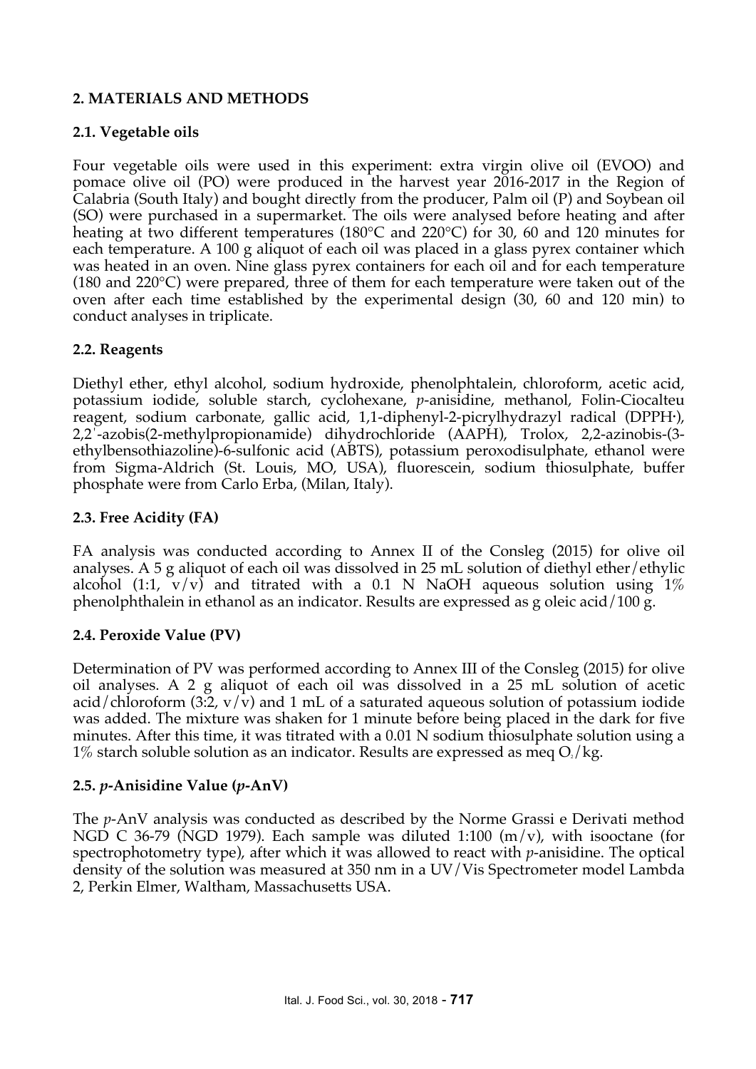## 2. MATERIALS AND METHODS

### 2.1. Vegetable oils

Four vegetable oils were used in this experiment: extra virgin olive oil (EVOO) and pomace olive oil (PO) were produced in the harvest year 2016-2017 in the Region of Calabria (South Italy) and bought directly from the producer, Palm oil (P) and Soybean oil (SO) were purchased in a supermarket. The oils were analysed before heating and after heating at two different temperatures (180°C and 220°C) for 30, 60 and 120 minutes for each temperature. A 100 g aliquot of each oil was placed in a glass pyrex container which was heated in an oven. Nine glass pyrex containers for each oil and for each temperature (180 and 220°C) were prepared, three of them for each temperature were taken out of the oven after each time established by the experimental design (30, 60 and 120 min) to conduct analyses in triplicate.

### 2.2. Reagents

Diethyl ether, ethyl alcohol, sodium hydroxide, phenolphtalein, chloroform, acetic acid, potassium iodide, soluble starch, cyclohexane, *p*-anisidine, methanol, Folin-Ciocalteu reagent, sodium carbonate, gallic acid, 1,1-diphenyl-2-picrylhydrazyl radical (DPPH·), 2,2'-azobis(2-methylpropionamide) dihydrochloride (AAPH), Trolox, 2,2-azinobis-(3-ethylbensothiazoline)-6-sulfonic acid (ABTS), potassium peroxodisulphate, ethanol were from Sigma-Aldrich (St. Louis, MO, USA), fluorescein, sodium thiosulphate, buffer phosphate were from Carlo Erba, (Milan, Italy).

### 2.3. Free Acidity (FA)

FA analysis was conducted according to Annex II of the Consleg (2015) for olive oil analyses. A 5 g aliquot of each oil was dissolved in 25 mL solution of diethyl ether/ethylic alcohol (1:1, v/v) and titrated with a 0.1 N NaOH aqueous solution using 1% phenolphthalein in ethanol as an indicator. Results are expressed as g oleic acid/100 g.

### 2.4. Peroxide Value (PV)

Determination of PV was performed according to Annex III of the Consleg (2015) for olive oil analyses. A 2 g aliquot of each oil was dissolved in a 25 mL solution of acetic acid/chloroform (3:2, v/v) and 1 mL of a saturated aqueous solution of potassium iodide was added. The mixture was shaken for 1 minute before being placed in the dark for five minutes. After this time, it was titrated with a 0.01 N sodium thiosulphate solution using a 1% starch soluble solution as an indicator. Results are expressed as meq $O_2$/kg.

### 2.5. *p*-Anisidine Value (*p*-AnV)

The *p*-AnV analysis was conducted as described by the Norme Grassi e Derivati method NGD C 36-79 (NGD 1979). Each sample was diluted 1:100 (m/v), with isooctane (for spectrophotometry type), after which it was allowed to react with *p*-anisidine. The optical density of the solution was measured at 350 nm in a UV/Vis Spectrometer model Lambda 2, Perkin Elmer, Waltham, Massachusetts USA.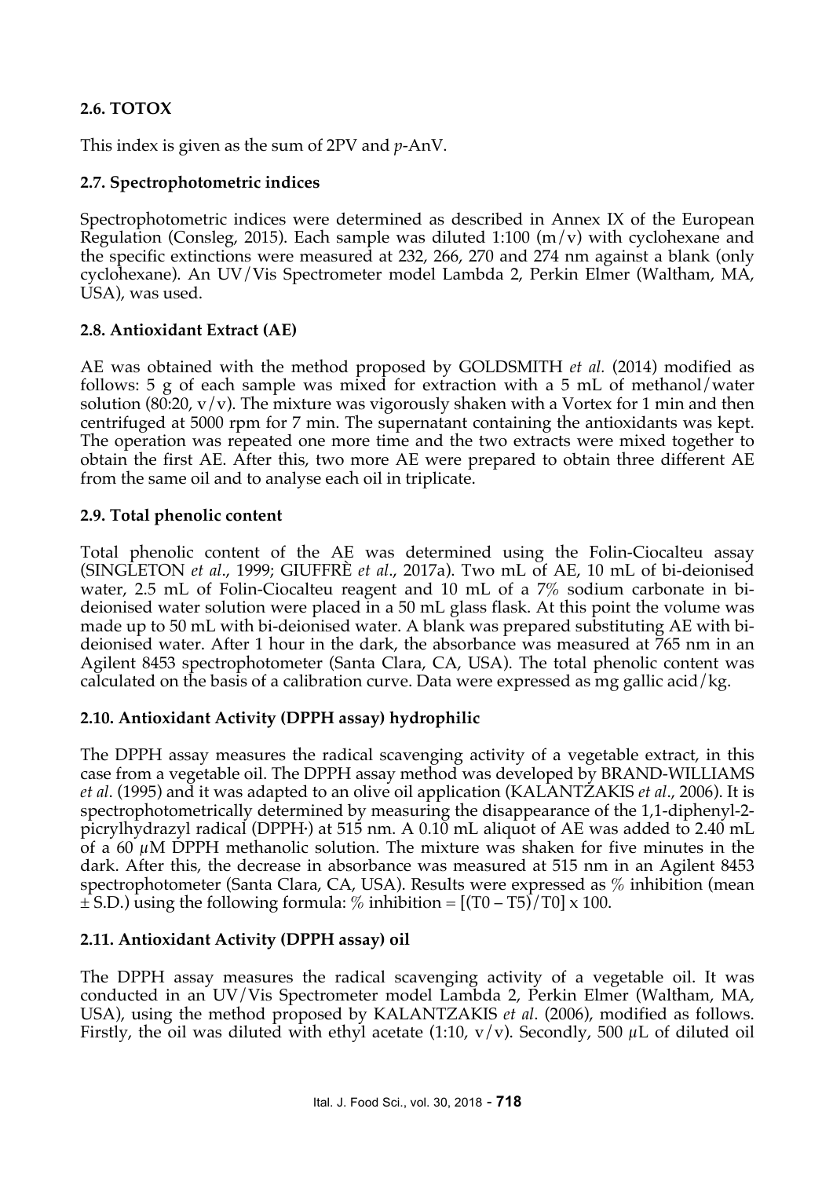## 2.6. TOTOX

This index is given as the sum of 2PV and *p*-AnV.

## 2.7. Spectrophotometric indices

Spectrophotometric indices were determined as described in Annex IX of the European Regulation (Consleg, 2015). Each sample was diluted 1:100 (m/v) with cyclohexane and the specific extinctions were measured at 232, 266, 270 and 274 nm against a blank (only cyclohexane). An UV/Vis Spectrometer model Lambda 2, Perkin Elmer (Waltham, MA, USA), was used.

## 2.8. Antioxidant Extract (AE)

AE was obtained with the method proposed by GOLDSMITH *et al.* (2014) modified as follows: 5 g of each sample was mixed for extraction with a 5 mL of methanol/water solution (80:20, v/v). The mixture was vigorously shaken with a Vortex for 1 min and then centrifuged at 5000 rpm for 7 min. The supernatant containing the antioxidants was kept. The operation was repeated one more time and the two extracts were mixed together to obtain the first AE. After this, two more AE were prepared to obtain three different AE from the same oil and to analyse each oil in triplicate.

## 2.9. Total phenolic content

Total phenolic content of the AE was determined using the Folin-Ciocalteu assay (SINGLETON *et al*., 1999; GIUFFRÈ *et al*., 2017a). Two mL of AE, 10 mL of bi-deionised water, 2.5 mL of Folin-Ciocalteu reagent and 10 mL of a 7% sodium carbonate in bi-deionised water solution were placed in a 50 mL glass flask. At this point the volume was made up to 50 mL with bi-deionised water. A blank was prepared substituting AE with bi-deionised water. After 1 hour in the dark, the absorbance was measured at 765 nm in an Agilent 8453 spectrophotometer (Santa Clara, CA, USA). The total phenolic content was calculated on the basis of a calibration curve. Data were expressed as mg gallic acid/kg.

## 2.10. Antioxidant Activity (DPPH assay) hydrophilic

The DPPH assay measures the radical scavenging activity of a vegetable extract, in this case from a vegetable oil. The DPPH assay method was developed by BRAND-WILLIAMS *et al*. (1995) and it was adapted to an olive oil application (KALANTZAKIS *et al*., 2006). It is spectrophotometrically determined by measuring the disappearance of the 1,1-diphenyl-2-picrylhydrazyl radical (DPPH·) at 515 nm. A 0.10 mL aliquot of AE was added to 2.40 mL of a 60 $\mu$M DPPH methanolic solution. The mixture was shaken for five minutes in the dark. After this, the decrease in absorbance was measured at 515 nm in an Agilent 8453 spectrophotometer (Santa Clara, CA, USA). Results were expressed as % inhibition (mean ± S.D.) using the following formula: % inhibition = $[(T0 - T5)/T0] \times 100$.

## 2.11. Antioxidant Activity (DPPH assay) oil

The DPPH assay measures the radical scavenging activity of a vegetable oil. It was conducted in an UV/Vis Spectrometer model Lambda 2, Perkin Elmer (Waltham, MA, USA), using the method proposed by KALANTZAKIS *et al*. (2006), modified as follows. Firstly, the oil was diluted with ethyl acetate (1:10, v/v). Secondly, 500 $\mu$L of diluted oil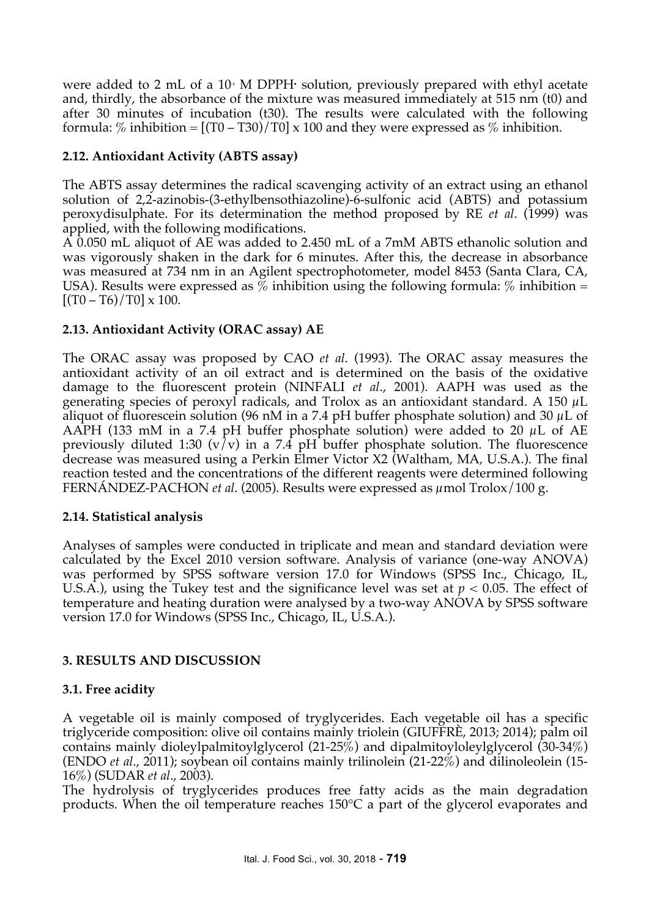were added to 2 mL of a $10^{-4}$ M DPPH· solution, previously prepared with ethyl acetate and, thirdly, the absorbance of the mixture was measured immediately at 515 nm (t0) and after 30 minutes of incubation (t30). The results were calculated with the following formula: % inhibition = [(T0 – T30)/T0] x 100 and they were expressed as % inhibition.

### 2.12. Antioxidant Activity (ABTS assay)

The ABTS assay determines the radical scavenging activity of an extract using an ethanol solution of 2,2-azinobis-(3-ethylbensothiazoline)-6-sulfonic acid (ABTS) and potassium peroxydisulphate. For its determination the method proposed by RE *et al*. (1999) was applied, with the following modifications.

A 0.050 mL aliquot of AE was added to 2.450 mL of a 7mM ABTS ethanolic solution and was vigorously shaken in the dark for 6 minutes. After this, the decrease in absorbance was measured at 734 nm in an Agilent spectrophotometer, model 8453 (Santa Clara, CA, USA). Results were expressed as % inhibition using the following formula: % inhibition = [(T0 – T6)/T0] x 100.

### 2.13. Antioxidant Activity (ORAC assay) AE

The ORAC assay was proposed by CAO *et al*. (1993). The ORAC assay measures the antioxidant activity of an oil extract and is determined on the basis of the oxidative damage to the fluorescent protein (NINFALI *et al*., 2001). AAPH was used as the generating species of peroxyl radicals, and Trolox as an antioxidant standard. A 150 $\mu$L aliquot of fluorescein solution (96 nM in a 7.4 pH buffer phosphate solution) and 30 $\mu$L of AAPH (133 mM in a 7.4 pH buffer phosphate solution) were added to 20 $\mu$L of AE previously diluted 1:30 (v/v) in a 7.4 pH buffer phosphate solution. The fluorescence decrease was measured using a Perkin Elmer Victor X2 (Waltham, MA, U.S.A.). The final reaction tested and the concentrations of the different reagents were determined following FERNÁNDEZ-PACHON *et al*. (2005). Results were expressed as $\mu$mol Trolox/100 g.

### 2.14. Statistical analysis

Analyses of samples were conducted in triplicate and mean and standard deviation were calculated by the Excel 2010 version software. Analysis of variance (one-way ANOVA) was performed by SPSS software version 17.0 for Windows (SPSS Inc., Chicago, IL, U.S.A.), using the Tukey test and the significance level was set at $p < 0.05$. The effect of temperature and heating duration were analysed by a two-way ANOVA by SPSS software version 17.0 for Windows (SPSS Inc., Chicago, IL, U.S.A.).

## 3. RESULTS AND DISCUSSION

### 3.1. Free acidity

A vegetable oil is mainly composed of tryglycerides. Each vegetable oil has a specific triglyceride composition: olive oil contains mainly triolein (GIUFFRÈ, 2013; 2014); palm oil contains mainly dioleylpalmitoylglycerol (21-25%) and dipalmitoyloleylglycerol (30-34%) (ENDO *et al*., 2011); soybean oil contains mainly trilinolein (21-22%) and dilinoleolein (15-16%) (SUDAR *et al*., 2003).

The hydrolysis of tryglycerides produces free fatty acids as the main degradation products. When the oil temperature reaches 150°C a part of the glycerol evaporates and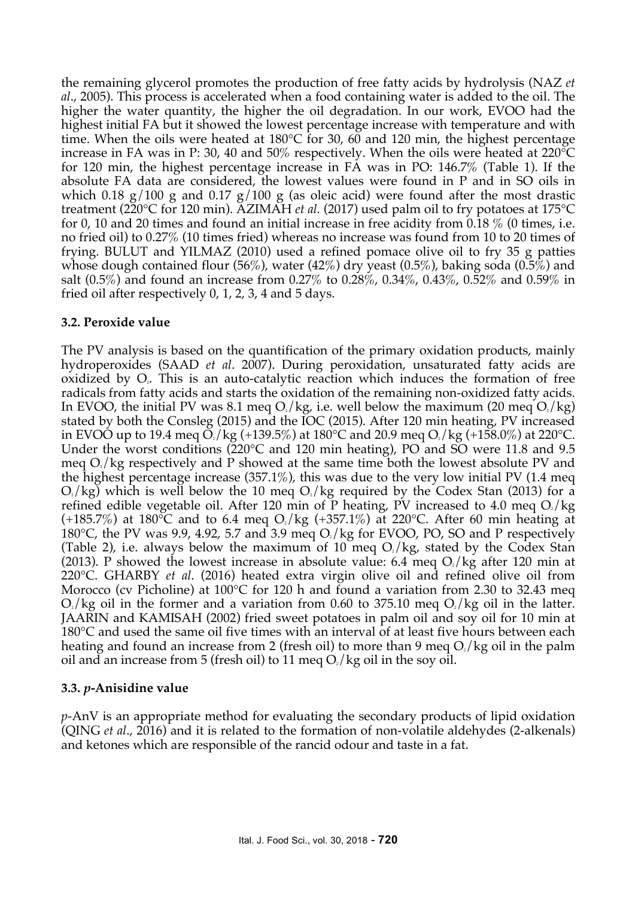the remaining glycerol promotes the production of free fatty acids by hydrolysis (NAZ *et al*., 2005). This process is accelerated when a food containing water is added to the oil. The higher the water quantity, the higher the oil degradation. In our work, EVOO had the highest initial FA but it showed the lowest percentage increase with temperature and with time. When the oils were heated at 180°C for 30, 60 and 120 min, the highest percentage increase in FA was in P: 30, 40 and 50% respectively. When the oils were heated at 220°C for 120 min, the highest percentage increase in FA was in PO: 146.7% (Table 1). If the absolute FA data are considered, the lowest values were found in P and in SO oils in which 0.18 g/100 g and 0.17 g/100 g (as oleic acid) were found after the most drastic treatment (220°C for 120 min). AZIMAH *et al.* (2017) used palm oil to fry potatoes at 175°C for 0, 10 and 20 times and found an initial increase in free acidity from 0.18 % (0 times, i.e. no fried oil) to 0.27% (10 times fried) whereas no increase was found from 10 to 20 times of frying. BULUT and YILMAZ (2010) used a refined pomace olive oil to fry 35 g patties whose dough contained flour (56%), water (42%) dry yeast (0.5%), baking soda (0.5%) and salt (0.5%) and found an increase from 0.27% to 0.28%, 0.34%, 0.43%, 0.52% and 0.59% in fried oil after respectively 0, 1, 2, 3, 4 and 5 days.

### 3.2. Peroxide value

The PV analysis is based on the quantification of the primary oxidation products, mainly hydroperoxides (SAAD *et al*. 2007). During peroxidation, unsaturated fatty acids are oxidized by $O_2$. This is an auto-catalytic reaction which induces the formation of free radicals from fatty acids and starts the oxidation of the remaining non-oxidized fatty acids. In EVOO, the initial PV was 8.1 meq $O_2$/kg, i.e. well below the maximum (20 meq $O_2$/kg) stated by both the Consleg (2015) and the IOC (2015). After 120 min heating, PV increased in EVOO up to 19.4 meq $O_2$/kg (+139.5%) at 180°C and 20.9 meq $O_2$/kg (+158.0%) at 220°C. Under the worst conditions (220°C and 120 min heating), PO and SO were 11.8 and 9.5 meq $O_2$/kg respectively and P showed at the same time both the lowest absolute PV and the highest percentage increase (357.1%), this was due to the very low initial PV (1.4 meq $O_2$/kg) which is well below the 10 meq $O_2$/kg required by the Codex Stan (2013) for a refined edible vegetable oil. After 120 min of P heating, PV increased to 4.0 meq $O_2$/kg (+185.7%) at 180°C and to 6.4 meq $O_2$/kg (+357.1%) at 220°C. After 60 min heating at 180°C, the PV was 9.9, 4.92, 5.7 and 3.9 meq $O_2$/kg for EVOO, PO, SO and P respectively (Table 2), i.e. always below the maximum of 10 meq $O_2$/kg, stated by the Codex Stan (2013). P showed the lowest increase in absolute value: 6.4 meq $O_2$/kg after 120 min at 220°C. GHARBY *et al*. (2016) heated extra virgin olive oil and refined olive oil from Morocco (cv Picholine) at 100°C for 120 h and found a variation from 2.30 to 32.43 meq $O_2$/kg oil in the former and a variation from 0.60 to 375.10 meq $O_2$/kg oil in the latter. JAARIN and KAMISAH (2002) fried sweet potatoes in palm oil and soy oil for 10 min at 180°C and used the same oil five times with an interval of at least five hours between each heating and found an increase from 2 (fresh oil) to more than 9 meq $O_2$/kg oil in the palm oil and an increase from 5 (fresh oil) to 11 meq $O_2$/kg oil in the soy oil.

### 3.3. *p*-Anisidine value

*p*-AnV is an appropriate method for evaluating the secondary products of lipid oxidation (QING *et al*., 2016) and it is related to the formation of non-volatile aldehydes (2-alkenals) and ketones which are responsible of the rancid odour and taste in a fat.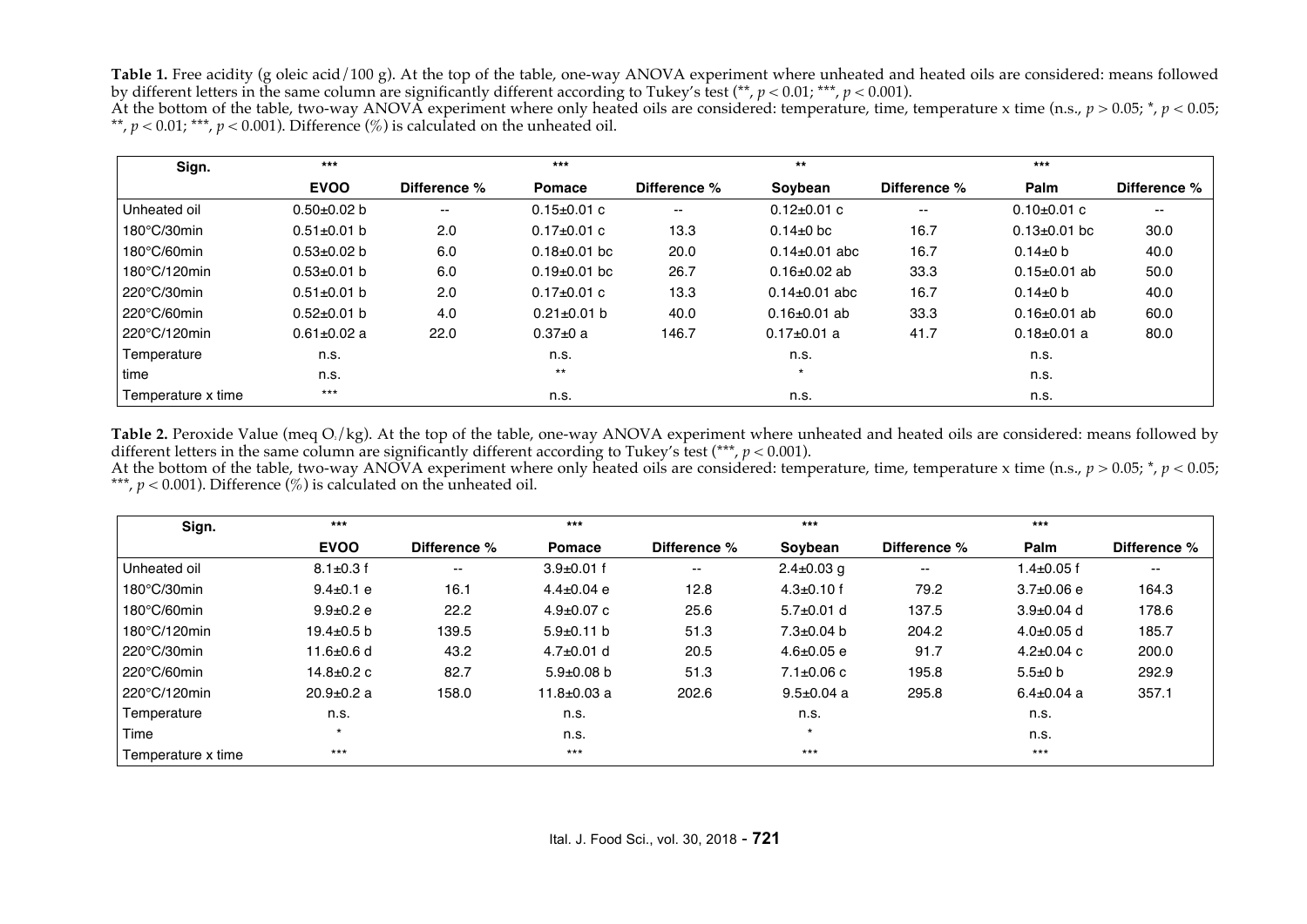**Table 1.** Free acidity (g oleic acid/100 g). At the top of the table, one-way ANOVA experiment where unheated and heated oils are considered: means followed by different letters in the same column are significantly different according to Tukey's test (**, $p < 0.01$; ***, $p < 0.001$).
At the bottom of the table, two-way ANOVA experiment where only heated oils are considered: temperature, time, temperature x time (n.s., $p > 0.05$; *, $p < 0.05$; **, $p < 0.01$; ***, $p < 0.001$). Difference (%) is calculated on the unheated oil.

| Sign. | *** | | *** | | ** | | *** | |
|---|---|---|---|---|---|---|---|---|
| | **EVOO** | **Difference %** | **Pomace** | **Difference %** | **Soybean** | **Difference %** | **Palm** | **Difference %** |
| Unheated oil | 0.50±0.02 b | -- | 0.15±0.01 c | -- | 0.12±0.01 c | -- | 0.10±0.01 c | -- |
| 180°C/30min | 0.51±0.01 b | 2.0 | 0.17±0.01 c | 13.3 | 0.14±0 bc | 16.7 | 0.13±0.01 bc | 30.0 |
| 180°C/60min | 0.53±0.02 b | 6.0 | 0.18±0.01 bc | 20.0 | 0.14±0.01 abc | 16.7 | 0.14±0 b | 40.0 |
| 180°C/120min | 0.53±0.01 b | 6.0 | 0.19±0.01 bc | 26.7 | 0.16±0.02 ab | 33.3 | 0.15±0.01 ab | 50.0 |
| 220°C/30min | 0.51±0.01 b | 2.0 | 0.17±0.01 c | 13.3 | 0.14±0.01 abc | 16.7 | 0.14±0 b | 40.0 |
| 220°C/60min | 0.52±0.01 b | 4.0 | 0.21±0.01 b | 40.0 | 0.16±0.01 ab | 33.3 | 0.16±0.01 ab | 60.0 |
| 220°C/120min | 0.61±0.02 a | 22.0 | 0.37±0 a | 146.7 | 0.17±0.01 a | 41.7 | 0.18±0.01 a | 80.0 |
| Temperature | n.s. | | n.s. | | n.s. | | n.s. | |
| time | n.s. | | ** | | * | | n.s. | |
| Temperature x time | *** | | n.s. | | n.s. | | n.s. | |

**Table 2.** Peroxide Value (meq $O_2$/kg). At the top of the table, one-way ANOVA experiment where unheated and heated oils are considered: means followed by different letters in the same column are significantly different according to Tukey's test (***, $p < 0.001$).
At the bottom of the table, two-way ANOVA experiment where only heated oils are considered: temperature, time, temperature x time (n.s., $p > 0.05$; *, $p < 0.05$; ***, $p < 0.001$). Difference (%) is calculated on the unheated oil.

| Sign. | *** | | *** | | *** | | *** | |
|---|---|---|---|---|---|---|---|---|
| | **EVOO** | **Difference %** | **Pomace** | **Difference %** | **Soybean** | **Difference %** | **Palm** | **Difference %** |
| Unheated oil | 8.1±0.3 f | -- | 3.9±0.01 f | -- | 2.4±0.03 g | -- | 1.4±0.05 f | -- |
| 180°C/30min | 9.4±0.1 e | 16.1 | 4.4±0.04 e | 12.8 | 4.3±0.10 f | 79.2 | 3.7±0.06 e | 164.3 |
| 180°C/60min | 9.9±0.2 e | 22.2 | 4.9±0.07 c | 25.6 | 5.7±0.01 d | 137.5 | 3.9±0.04 d | 178.6 |
| 180°C/120min | 19.4±0.5 b | 139.5 | 5.9±0.11 b | 51.3 | 7.3±0.04 b | 204.2 | 4.0±0.05 d | 185.7 |
| 220°C/30min | 11.6±0.6 d | 43.2 | 4.7±0.01 d | 20.5 | 4.6±0.05 e | 91.7 | 4.2±0.04 c | 200.0 |
| 220°C/60min | 14.8±0.2 c | 82.7 | 5.9±0.08 b | 51.3 | 7.1±0.06 c | 195.8 | 5.5±0 b | 292.9 |
| 220°C/120min | 20.9±0.2 a | 158.0 | 11.8±0.03 a | 202.6 | 9.5±0.04 a | 295.8 | 6.4±0.04 a | 357.1 |
| Temperature | n.s. | | n.s. | | n.s. | | n.s. | |
| Time | * | | n.s. | | * | | n.s. | |
| Temperature x time | *** | | *** | | *** | | *** | |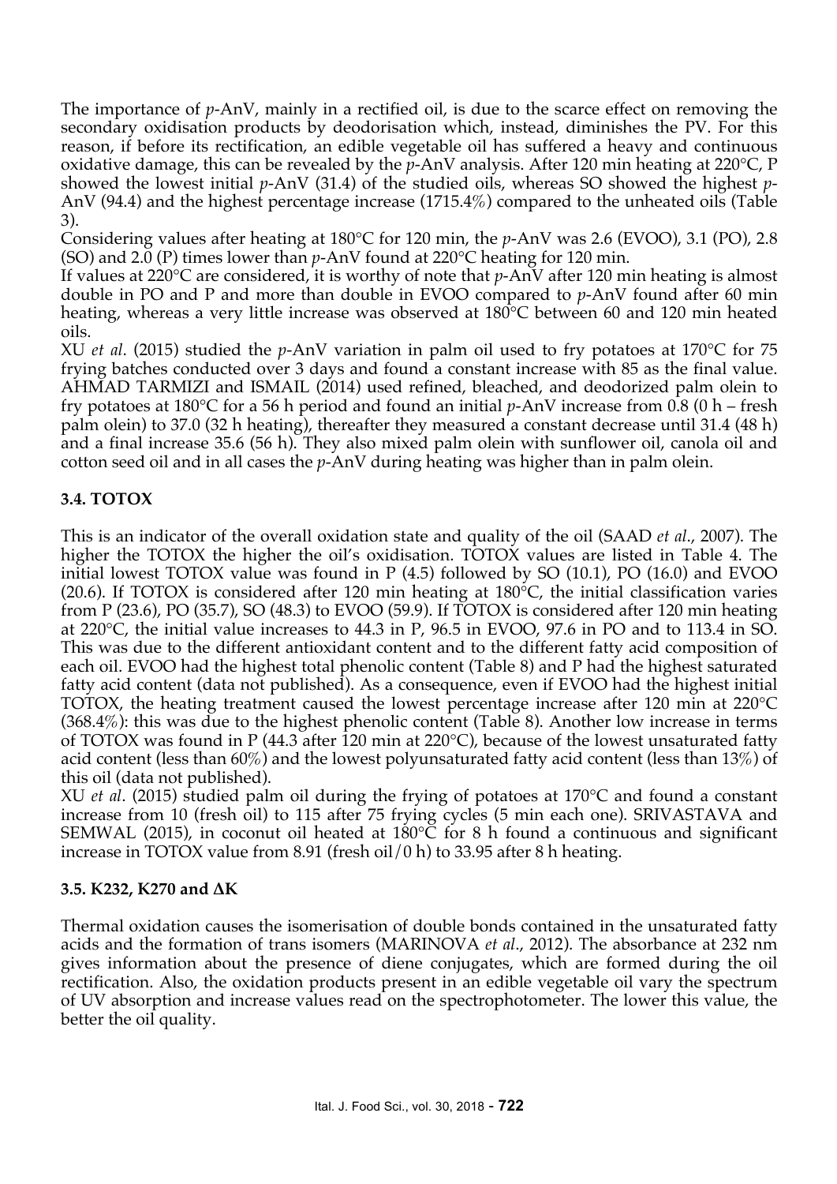The importance of *p*-AnV, mainly in a rectified oil, is due to the scarce effect on removing the secondary oxidisation products by deodorisation which, instead, diminishes the PV. For this reason, if before its rectification, an edible vegetable oil has suffered a heavy and continuous oxidative damage, this can be revealed by the *p*-AnV analysis. After 120 min heating at 220°C, P showed the lowest initial *p*-AnV (31.4) of the studied oils, whereas SO showed the highest *p*-AnV (94.4) and the highest percentage increase (1715.4%) compared to the unheated oils (Table 3).

Considering values after heating at 180°C for 120 min, the *p*-AnV was 2.6 (EVOO), 3.1 (PO), 2.8 (SO) and 2.0 (P) times lower than *p*-AnV found at 220°C heating for 120 min.

If values at 220°C are considered, it is worthy of note that *p*-AnV after 120 min heating is almost double in PO and P and more than double in EVOO compared to *p*-AnV found after 60 min heating, whereas a very little increase was observed at 180°C between 60 and 120 min heated oils.

XU *et al*. (2015) studied the *p*-AnV variation in palm oil used to fry potatoes at 170°C for 75 frying batches conducted over 3 days and found a constant increase with 85 as the final value. AHMAD TARMIZI and ISMAIL (2014) used refined, bleached, and deodorized palm olein to fry potatoes at 180°C for a 56 h period and found an initial *p*-AnV increase from 0.8 (0 h – fresh palm olein) to 37.0 (32 h heating), thereafter they measured a constant decrease until 31.4 (48 h) and a final increase 35.6 (56 h). They also mixed palm olein with sunflower oil, canola oil and cotton seed oil and in all cases the *p*-AnV during heating was higher than in palm olein.

### 3.4. TOTOX

This is an indicator of the overall oxidation state and quality of the oil (SAAD *et al*., 2007). The higher the TOTOX the higher the oil's oxidisation. TOTOX values are listed in Table 4. The initial lowest TOTOX value was found in P (4.5) followed by SO (10.1), PO (16.0) and EVOO (20.6). If TOTOX is considered after 120 min heating at 180°C, the initial classification varies from P (23.6), PO (35.7), SO (48.3) to EVOO (59.9). If TOTOX is considered after 120 min heating at 220°C, the initial value increases to 44.3 in P, 96.5 in EVOO, 97.6 in PO and to 113.4 in SO. This was due to the different antioxidant content and to the different fatty acid composition of each oil. EVOO had the highest total phenolic content (Table 8) and P had the highest saturated fatty acid content (data not published). As a consequence, even if EVOO had the highest initial TOTOX, the heating treatment caused the lowest percentage increase after 120 min at 220°C (368.4%): this was due to the highest phenolic content (Table 8). Another low increase in terms of TOTOX was found in P (44.3 after 120 min at 220°C), because of the lowest unsaturated fatty acid content (less than 60%) and the lowest polyunsaturated fatty acid content (less than 13%) of this oil (data not published).

XU *et al*. (2015) studied palm oil during the frying of potatoes at 170°C and found a constant increase from 10 (fresh oil) to 115 after 75 frying cycles (5 min each one). SRIVASTAVA and SEMWAL (2015), in coconut oil heated at 180°C for 8 h found a continuous and significant increase in TOTOX value from 8.91 (fresh oil/0 h) to 33.95 after 8 h heating.

### 3.5. K232, K270 and ΔK

Thermal oxidation causes the isomerisation of double bonds contained in the unsaturated fatty acids and the formation of trans isomers (MARINOVA *et al*., 2012). The absorbance at 232 nm gives information about the presence of diene conjugates, which are formed during the oil rectification. Also, the oxidation products present in an edible vegetable oil vary the spectrum of UV absorption and increase values read on the spectrophotometer. The lower this value, the better the oil quality.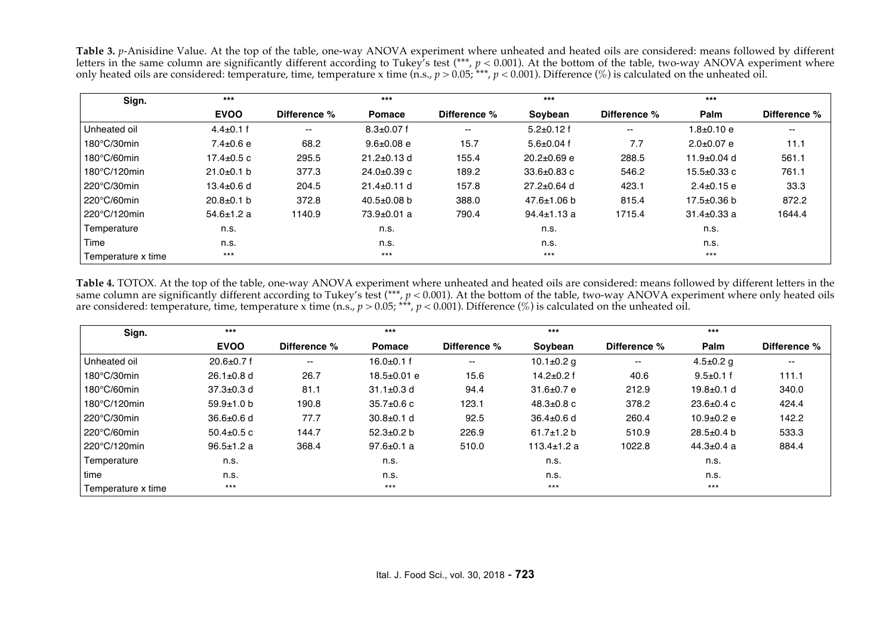**Table 3.** *p*-Anisidine Value. At the top of the table, one-way ANOVA experiment where unheated and heated oils are considered: means followed by different letters in the same column are significantly different according to Tukey's test (***, $p < 0.001$). At the bottom of the table, two-way ANOVA experiment where only heated oils are considered: temperature, time, temperature x time (n.s., $p > 0.05$; ***, $p < 0.001$). Difference (%) is calculated on the unheated oil.

| Sign. | *** | | *** | | *** | | *** | |
|---|---|---|---|---|---|---|---|---|
| | **EVOO** | **Difference %** | **Pomace** | **Difference %** | **Soybean** | **Difference %** | **Palm** | **Difference %** |
| Unheated oil | 4.4±0.1 f | -- | 8.3±0.07 f | -- | 5.2±0.12 f | -- | 1.8±0.10 e | -- |
| 180°C/30min | 7.4±0.6 e | 68.2 | 9.6±0.08 e | 15.7 | 5.6±0.04 f | 7.7 | 2.0±0.07 e | 11.1 |
| 180°C/60min | 17.4±0.5 c | 295.5 | 21.2±0.13 d | 155.4 | 20.2±0.69 e | 288.5 | 11.9±0.04 d | 561.1 |
| 180°C/120min | 21.0±0.1 b | 377.3 | 24.0±0.39 c | 189.2 | 33.6±0.83 c | 546.2 | 15.5±0.33 c | 761.1 |
| 220°C/30min | 13.4±0.6 d | 204.5 | 21.4±0.11 d | 157.8 | 27.2±0.64 d | 423.1 | 2.4±0.15 e | 33.3 |
| 220°C/60min | 20.8±0.1 b | 372.8 | 40.5±0.08 b | 388.0 | 47.6±1.06 b | 815.4 | 17.5±0.36 b | 872.2 |
| 220°C/120min | 54.6±1.2 a | 1140.9 | 73.9±0.01 a | 790.4 | 94.4±1.13 a | 1715.4 | 31.4±0.33 a | 1644.4 |
| Temperature | n.s. | | n.s. | | n.s. | | n.s. | |
| Time | n.s. | | n.s. | | n.s. | | n.s. | |
| Temperature x time | *** | | *** | | *** | | *** | |

**Table 4.** TOTOX. At the top of the table, one-way ANOVA experiment where unheated and heated oils are considered: means followed by different letters in the same column are significantly different according to Tukey's test (***, $p < 0.001$). At the bottom of the table, two-way ANOVA experiment where only heated oils are considered: temperature, time, temperature x time (n.s., $p > 0.05$; ***, $p < 0.001$). Difference (%) is calculated on the unheated oil.

| Sign. | *** | | *** | | *** | | *** | |
|---|---|---|---|---|---|---|---|---|
| | **EVOO** | **Difference %** | **Pomace** | **Difference %** | **Soybean** | **Difference %** | **Palm** | **Difference %** |
| Unheated oil | 20.6±0.7 f | -- | 16.0±0.1 f | -- | 10.1±0.2 g | -- | 4.5±0.2 g | -- |
| 180°C/30min | 26.1±0.8 d | 26.7 | 18.5±0.01 e | 15.6 | 14.2±0.2 f | 40.6 | 9.5±0.1 f | 111.1 |
| 180°C/60min | 37.3±0.3 d | 81.1 | 31.1±0.3 d | 94.4 | 31.6±0.7 e | 212.9 | 19.8±0.1 d | 340.0 |
| 180°C/120min | 59.9±1.0 b | 190.8 | 35.7±0.6 c | 123.1 | 48.3±0.8 c | 378.2 | 23.6±0.4 c | 424.4 |
| 220°C/30min | 36.6±0.6 d | 77.7 | 30.8±0.1 d | 92.5 | 36.4±0.6 d | 260.4 | 10.9±0.2 e | 142.2 |
| 220°C/60min | 50.4±0.5 c | 144.7 | 52.3±0.2 b | 226.9 | 61.7±1.2 b | 510.9 | 28.5±0.4 b | 533.3 |
| 220°C/120min | 96.5±1.2 a | 368.4 | 97.6±0.1 a | 510.0 | 113.4±1.2 a | 1022.8 | 44.3±0.4 a | 884.4 |
| Temperature | n.s. | | n.s. | | n.s. | | n.s. | |
| time | n.s. | | n.s. | | n.s. | | n.s. | |
| Temperature x time | *** | | *** | | *** | | *** | |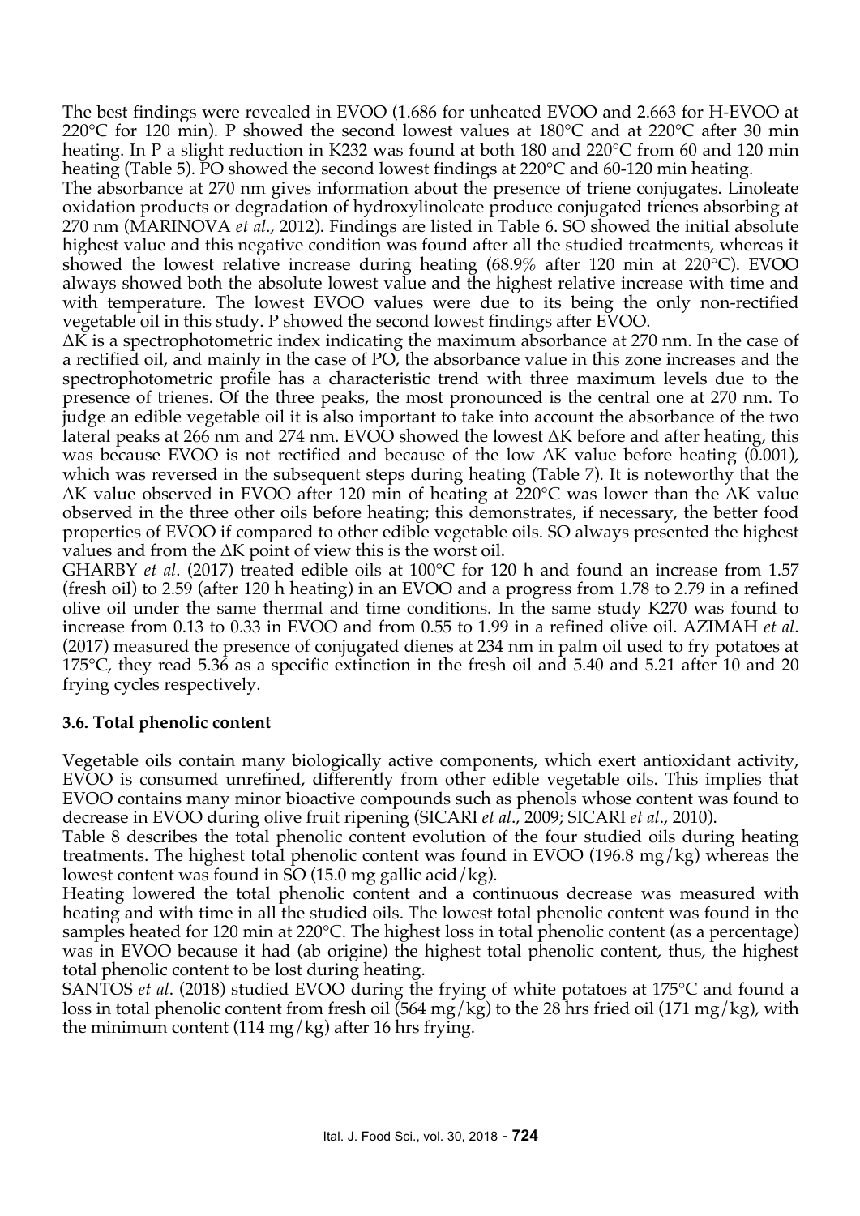The best findings were revealed in EVOO (1.686 for unheated EVOO and 2.663 for H-EVOO at 220°C for 120 min). P showed the second lowest values at 180°C and at 220°C after 30 min heating. In P a slight reduction in K232 was found at both 180 and 220°C from 60 and 120 min heating (Table 5). PO showed the second lowest findings at 220°C and 60-120 min heating.

The absorbance at 270 nm gives information about the presence of triene conjugates. Linoleate oxidation products or degradation of hydroxylinoleate produce conjugated trienes absorbing at 270 nm (MARINOVA *et al*., 2012). Findings are listed in Table 6. SO showed the initial absolute highest value and this negative condition was found after all the studied treatments, whereas it showed the lowest relative increase during heating (68.9% after 120 min at 220°C). EVOO always showed both the absolute lowest value and the highest relative increase with time and with temperature. The lowest EVOO values were due to its being the only non-rectified vegetable oil in this study. P showed the second lowest findings after EVOO.

ΔK is a spectrophotometric index indicating the maximum absorbance at 270 nm. In the case of a rectified oil, and mainly in the case of PO, the absorbance value in this zone increases and the spectrophotometric profile has a characteristic trend with three maximum levels due to the presence of trienes. Of the three peaks, the most pronounced is the central one at 270 nm. To judge an edible vegetable oil it is also important to take into account the absorbance of the two lateral peaks at 266 nm and 274 nm. EVOO showed the lowest ΔK before and after heating, this was because EVOO is not rectified and because of the low ΔK value before heating (0.001), which was reversed in the subsequent steps during heating (Table 7). It is noteworthy that the ΔK value observed in EVOO after 120 min of heating at 220°C was lower than the ΔK value observed in the three other oils before heating; this demonstrates, if necessary, the better food properties of EVOO if compared to other edible vegetable oils. SO always presented the highest values and from the ΔK point of view this is the worst oil.

GHARBY *et al*. (2017) treated edible oils at 100°C for 120 h and found an increase from 1.57 (fresh oil) to 2.59 (after 120 h heating) in an EVOO and a progress from 1.78 to 2.79 in a refined olive oil under the same thermal and time conditions. In the same study K270 was found to increase from 0.13 to 0.33 in EVOO and from 0.55 to 1.99 in a refined olive oil. AZIMAH *et al*. (2017) measured the presence of conjugated dienes at 234 nm in palm oil used to fry potatoes at 175°C, they read 5.36 as a specific extinction in the fresh oil and 5.40 and 5.21 after 10 and 20 frying cycles respectively.

### 3.6. Total phenolic content

Vegetable oils contain many biologically active components, which exert antioxidant activity, EVOO is consumed unrefined, differently from other edible vegetable oils. This implies that EVOO contains many minor bioactive compounds such as phenols whose content was found to decrease in EVOO during olive fruit ripening (SICARI *et al*., 2009; SICARI *et al*., 2010).

Table 8 describes the total phenolic content evolution of the four studied oils during heating treatments. The highest total phenolic content was found in EVOO (196.8 mg/kg) whereas the lowest content was found in SO (15.0 mg gallic acid/kg).

Heating lowered the total phenolic content and a continuous decrease was measured with heating and with time in all the studied oils. The lowest total phenolic content was found in the samples heated for 120 min at 220°C. The highest loss in total phenolic content (as a percentage) was in EVOO because it had (ab origine) the highest total phenolic content, thus, the highest total phenolic content to be lost during heating.

SANTOS *et al*. (2018) studied EVOO during the frying of white potatoes at 175°C and found a loss in total phenolic content from fresh oil (564 mg/kg) to the 28 hrs fried oil (171 mg/kg), with the minimum content (114 mg/kg) after 16 hrs frying.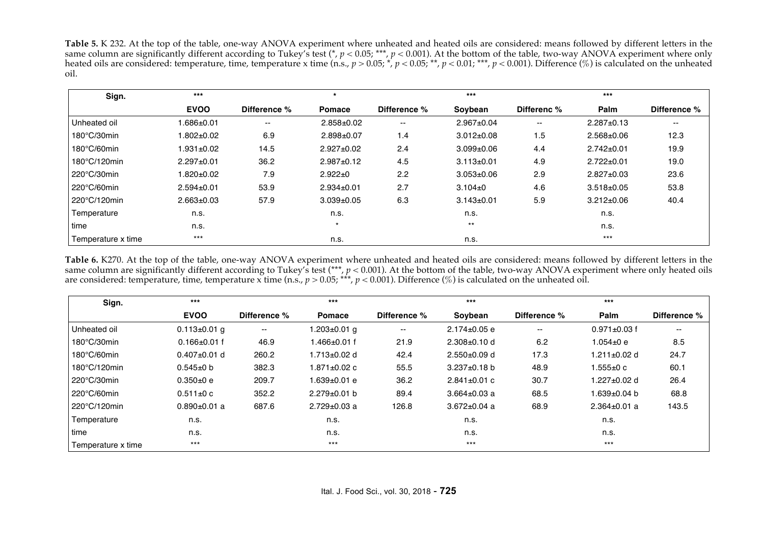**Table 5.** K 232. At the top of the table, one-way ANOVA experiment where unheated and heated oils are considered: means followed by different letters in the same column are significantly different according to Tukey's test (*, $p < 0.05$; ***, $p < 0.001$). At the bottom of the table, two-way ANOVA experiment where only heated oils are considered: temperature, time, temperature x time (n.s., $p > 0.05$; *, $p < 0.05$; **, $p < 0.01$; ***, $p < 0.001$). Difference (%) is calculated on the unheated oil.

| Sign. | *** | | * | | *** | | *** | |
|---|---|---|---|---|---|---|---|---|
| | **EVOO** | **Difference %** | **Pomace** | **Difference %** | **Soybean** | **Differenc %** | **Palm** | **Difference %** |
| Unheated oil | 1.686±0.01 | -- | 2.858±0.02 | -- | 2.967±0.04 | -- | 2.287±0.13 | -- |
| 180°C/30min | 1.802±0.02 | 6.9 | 2.898±0.07 | 1.4 | 3.012±0.08 | 1.5 | 2.568±0.06 | 12.3 |
| 180°C/60min | 1.931±0.02 | 14.5 | 2.927±0.02 | 2.4 | 3.099±0.06 | 4.4 | 2.742±0.01 | 19.9 |
| 180°C/120min | 2.297±0.01 | 36.2 | 2.987±0.12 | 4.5 | 3.113±0.01 | 4.9 | 2.722±0.01 | 19.0 |
| 220°C/30min | 1.820±0.02 | 7.9 | 2.922±0 | 2.2 | 3.053±0.06 | 2.9 | 2.827±0.03 | 23.6 |
| 220°C/60min | 2.594±0.01 | 53.9 | 2.934±0.01 | 2.7 | 3.104±0 | 4.6 | 3.518±0.05 | 53.8 |
| 220°C/120min | 2.663±0.03 | 57.9 | 3.039±0.05 | 6.3 | 3.143±0.01 | 5.9 | 3.212±0.06 | 40.4 |
| Temperature | n.s. | | n.s. | | n.s. | | n.s. | |
| time | n.s. | | * | | ** | | n.s. | |
| Temperature x time | *** | | n.s. | | n.s. | | *** | |

**Table 6.** K270. At the top of the table, one-way ANOVA experiment where unheated and heated oils are considered: means followed by different letters in the same column are significantly different according to Tukey's test (***, $p < 0.001$). At the bottom of the table, two-way ANOVA experiment where only heated oils are considered: temperature, time, temperature x time (n.s., $p > 0.05$; ***, $p < 0.001$). Difference (%) is calculated on the unheated oil.

| Sign. | *** | | *** | | *** | | *** | |
|---|---|---|---|---|---|---|---|---|
| | **EVOO** | **Difference %** | **Pomace** | **Difference %** | **Soybean** | **Difference %** | **Palm** | **Difference %** |
| Unheated oil | 0.113±0.01 g | -- | 1.203±0.01 g | -- | 2.174±0.05 e | -- | 0.971±0.03 f | -- |
| 180°C/30min | 0.166±0.01 f | 46.9 | 1.466±0.01 f | 21.9 | 2.308±0.10 d | 6.2 | 1.054±0 e | 8.5 |
| 180°C/60min | 0.407±0.01 d | 260.2 | 1.713±0.02 d | 42.4 | 2.550±0.09 d | 17.3 | 1.211±0.02 d | 24.7 |
| 180°C/120min | 0.545±0 b | 382.3 | 1.871±0.02 c | 55.5 | 3.237±0.18 b | 48.9 | 1.555±0 c | 60.1 |
| 220°C/30min | 0.350±0 e | 209.7 | 1.639±0.01 e | 36.2 | 2.841±0.01 c | 30.7 | 1.227±0.02 d | 26.4 |
| 220°C/60min | 0.511±0 c | 352.2 | 2.279±0.01 b | 89.4 | 3.664±0.03 a | 68.5 | 1.639±0.04 b | 68.8 |
| 220°C/120min | 0.890±0.01 a | 687.6 | 2.729±0.03 a | 126.8 | 3.672±0.04 a | 68.9 | 2.364±0.01 a | 143.5 |
| Temperature | n.s. | | n.s. | | n.s. | | n.s. | |
| time | n.s. | | n.s. | | n.s. | | n.s. | |
| Temperature x time | *** | | *** | | *** | | *** | |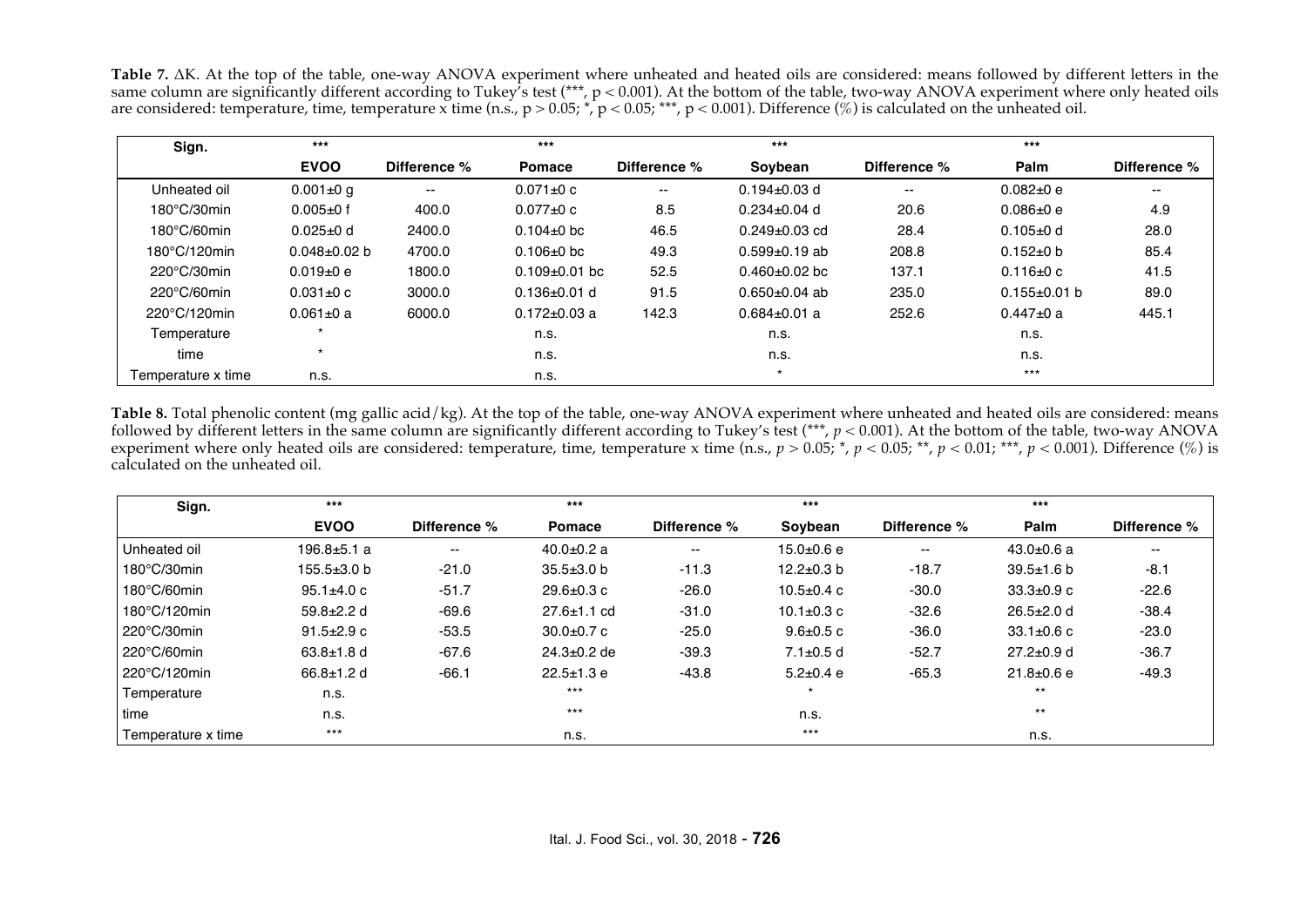**Table 7.** ΔK. At the top of the table, one-way ANOVA experiment where unheated and heated oils are considered: means followed by different letters in the same column are significantly different according to Tukey's test (***, $p < 0.001$). At the bottom of the table, two-way ANOVA experiment where only heated oils are considered: temperature, time, temperature x time (n.s., $p > 0.05$; *, $p < 0.05$; ***, $p < 0.001$). Difference (%) is calculated on the unheated oil.

| Sign. | *** | | *** | | *** | | *** | |
|---|---|---|---|---|---|---|---|---|
| | **EVOO** | **Difference %** | **Pomace** | **Difference %** | **Soybean** | **Difference %** | **Palm** | **Difference %** |
| Unheated oil | 0.001±0 g | -- | 0.071±0 c | -- | 0.194±0.03 d | -- | 0.082±0 e | -- |
| 180°C/30min | 0.005±0 f | 400.0 | 0.077±0 c | 8.5 | 0.234±0.04 d | 20.6 | 0.086±0 e | 4.9 |
| 180°C/60min | 0.025±0 d | 2400.0 | 0.104±0 bc | 46.5 | 0.249±0.03 cd | 28.4 | 0.105±0 d | 28.0 |
| 180°C/120min | 0.048±0.02 b | 4700.0 | 0.106±0 bc | 49.3 | 0.599±0.19 ab | 208.8 | 0.152±0 b | 85.4 |
| 220°C/30min | 0.019±0 e | 1800.0 | 0.109±0.01 bc | 52.5 | 0.460±0.02 bc | 137.1 | 0.116±0 c | 41.5 |
| 220°C/60min | 0.031±0 c | 3000.0 | 0.136±0.01 d | 91.5 | 0.650±0.04 ab | 235.0 | 0.155±0.01 b | 89.0 |
| 220°C/120min | 0.061±0 a | 6000.0 | 0.172±0.03 a | 142.3 | 0.684±0.01 a | 252.6 | 0.447±0 a | 445.1 |
| Temperature | * | | n.s. | | n.s. | | n.s. | |
| time | * | | n.s. | | n.s. | | n.s. | |
| Temperature x time | n.s. | | n.s. | | * | | *** | |

**Table 8.** Total phenolic content (mg gallic acid/kg). At the top of the table, one-way ANOVA experiment where unheated and heated oils are considered: means followed by different letters in the same column are significantly different according to Tukey's test (***, $p < 0.001$). At the bottom of the table, two-way ANOVA experiment where only heated oils are considered: temperature, time, temperature x time (n.s., $p > 0.05$; *, $p < 0.05$; **, $p < 0.01$; ***, $p < 0.001$). Difference (%) is calculated on the unheated oil.

| Sign. | *** | | *** | | *** | | *** | |
|---|---|---|---|---|---|---|---|---|
| | **EVOO** | **Difference %** | **Pomace** | **Difference %** | **Soybean** | **Difference %** | **Palm** | **Difference %** |
| Unheated oil | 196.8±5.1 a | -- | 40.0±0.2 a | -- | 15.0±0.6 e | -- | 43.0±0.6 a | -- |
| 180°C/30min | 155.5±3.0 b | -21.0 | 35.5±3.0 b | -11.3 | 12.2±0.3 b | -18.7 | 39.5±1.6 b | -8.1 |
| 180°C/60min | 95.1±4.0 c | -51.7 | 29.6±0.3 c | -26.0 | 10.5±0.4 c | -30.0 | 33.3±0.9 c | -22.6 |
| 180°C/120min | 59.8±2.2 d | -69.6 | 27.6±1.1 cd | -31.0 | 10.1±0.3 c | -32.6 | 26.5±2.0 d | -38.4 |
| 220°C/30min | 91.5±2.9 c | -53.5 | 30.0±0.7 c | -25.0 | 9.6±0.5 c | -36.0 | 33.1±0.6 c | -23.0 |
| 220°C/60min | 63.8±1.8 d | -67.6 | 24.3±0.2 de | -39.3 | 7.1±0.5 d | -52.7 | 27.2±0.9 d | -36.7 |
| 220°C/120min | 66.8±1.2 d | -66.1 | 22.5±1.3 e | -43.8 | 5.2±0.4 e | -65.3 | 21.8±0.6 e | -49.3 |
| Temperature | n.s. | | *** | | * | | ** | |
| time | n.s. | | *** | | n.s. | | ** | |
| Temperature x time | *** | | n.s. | | *** | | n.s. | |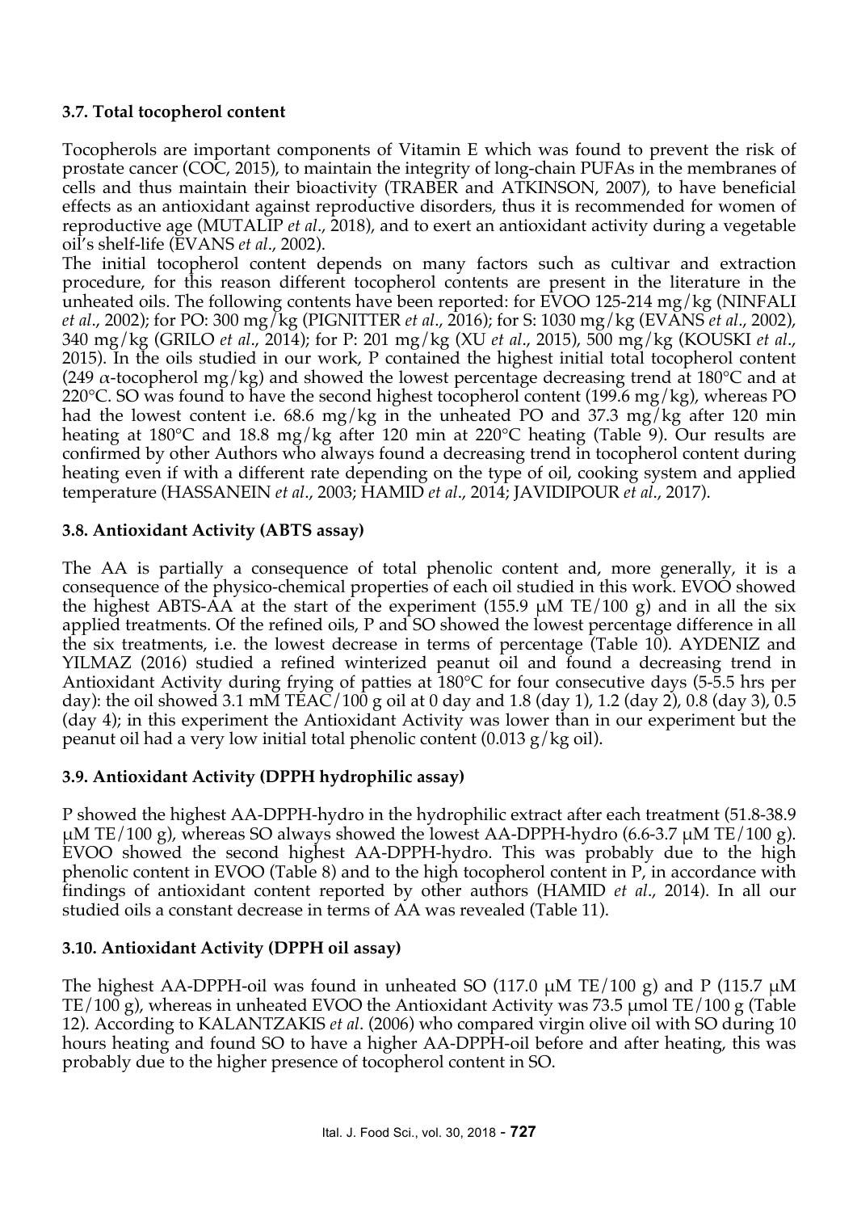### 3.7. Total tocopherol content

Tocopherols are important components of Vitamin E which was found to prevent the risk of prostate cancer (COC, 2015), to maintain the integrity of long-chain PUFAs in the membranes of cells and thus maintain their bioactivity (TRABER and ATKINSON, 2007), to have beneficial effects as an antioxidant against reproductive disorders, thus it is recommended for women of reproductive age (MUTALIP *et al*., 2018), and to exert an antioxidant activity during a vegetable oil's shelf-life (EVANS *et al*., 2002).

The initial tocopherol content depends on many factors such as cultivar and extraction procedure, for this reason different tocopherol contents are present in the literature in the unheated oils. The following contents have been reported: for EVOO 125-214 mg/kg (NINFALI *et al*., 2002); for PO: 300 mg/kg (PIGNITTER *et al*., 2016); for S: 1030 mg/kg (EVANS *et al*., 2002), 340 mg/kg (GRILO *et al*., 2014); for P: 201 mg/kg (XU *et al*., 2015), 500 mg/kg (KOUSKI *et al*., 2015). In the oils studied in our work, P contained the highest initial total tocopherol content (249 $\alpha$-tocopherol mg/kg) and showed the lowest percentage decreasing trend at 180°C and at 220°C. SO was found to have the second highest tocopherol content (199.6 mg/kg), whereas PO had the lowest content i.e. 68.6 mg/kg in the unheated PO and 37.3 mg/kg after 120 min heating at 180°C and 18.8 mg/kg after 120 min at 220°C heating (Table 9). Our results are confirmed by other Authors who always found a decreasing trend in tocopherol content during heating even if with a different rate depending on the type of oil, cooking system and applied temperature (HASSANEIN *et al*., 2003; HAMID *et al*., 2014; JAVIDIPOUR *et al*., 2017).

### 3.8. Antioxidant Activity (ABTS assay)

The AA is partially a consequence of total phenolic content and, more generally, it is a consequence of the physico-chemical properties of each oil studied in this work. EVOO showed the highest ABTS-AA at the start of the experiment (155.9 μM TE/100 g) and in all the six applied treatments. Of the refined oils, P and SO showed the lowest percentage difference in all the six treatments, i.e. the lowest decrease in terms of percentage (Table 10). AYDENIZ and YILMAZ (2016) studied a refined winterized peanut oil and found a decreasing trend in Antioxidant Activity during frying of patties at 180°C for four consecutive days (5-5.5 hrs per day): the oil showed 3.1 mM TEAC/100 g oil at 0 day and 1.8 (day 1), 1.2 (day 2), 0.8 (day 3), 0.5 (day 4); in this experiment the Antioxidant Activity was lower than in our experiment but the peanut oil had a very low initial total phenolic content (0.013 g/kg oil).

### 3.9. Antioxidant Activity (DPPH hydrophilic assay)

P showed the highest AA-DPPH-hydro in the hydrophilic extract after each treatment (51.8-38.9 μM TE/100 g), whereas SO always showed the lowest AA-DPPH-hydro (6.6-3.7 μM TE/100 g). EVOO showed the second highest AA-DPPH-hydro. This was probably due to the high phenolic content in EVOO (Table 8) and to the high tocopherol content in P, in accordance with findings of antioxidant content reported by other authors (HAMID *et al*., 2014). In all our studied oils a constant decrease in terms of AA was revealed (Table 11).

### 3.10. Antioxidant Activity (DPPH oil assay)

The highest AA-DPPH-oil was found in unheated SO (117.0 μM TE/100 g) and P (115.7 μM TE/100 g), whereas in unheated EVOO the Antioxidant Activity was 73.5 μmol TE/100 g (Table 12). According to KALANTZAKIS *et al*. (2006) who compared virgin olive oil with SO during 10 hours heating and found SO to have a higher AA-DPPH-oil before and after heating, this was probably due to the higher presence of tocopherol content in SO.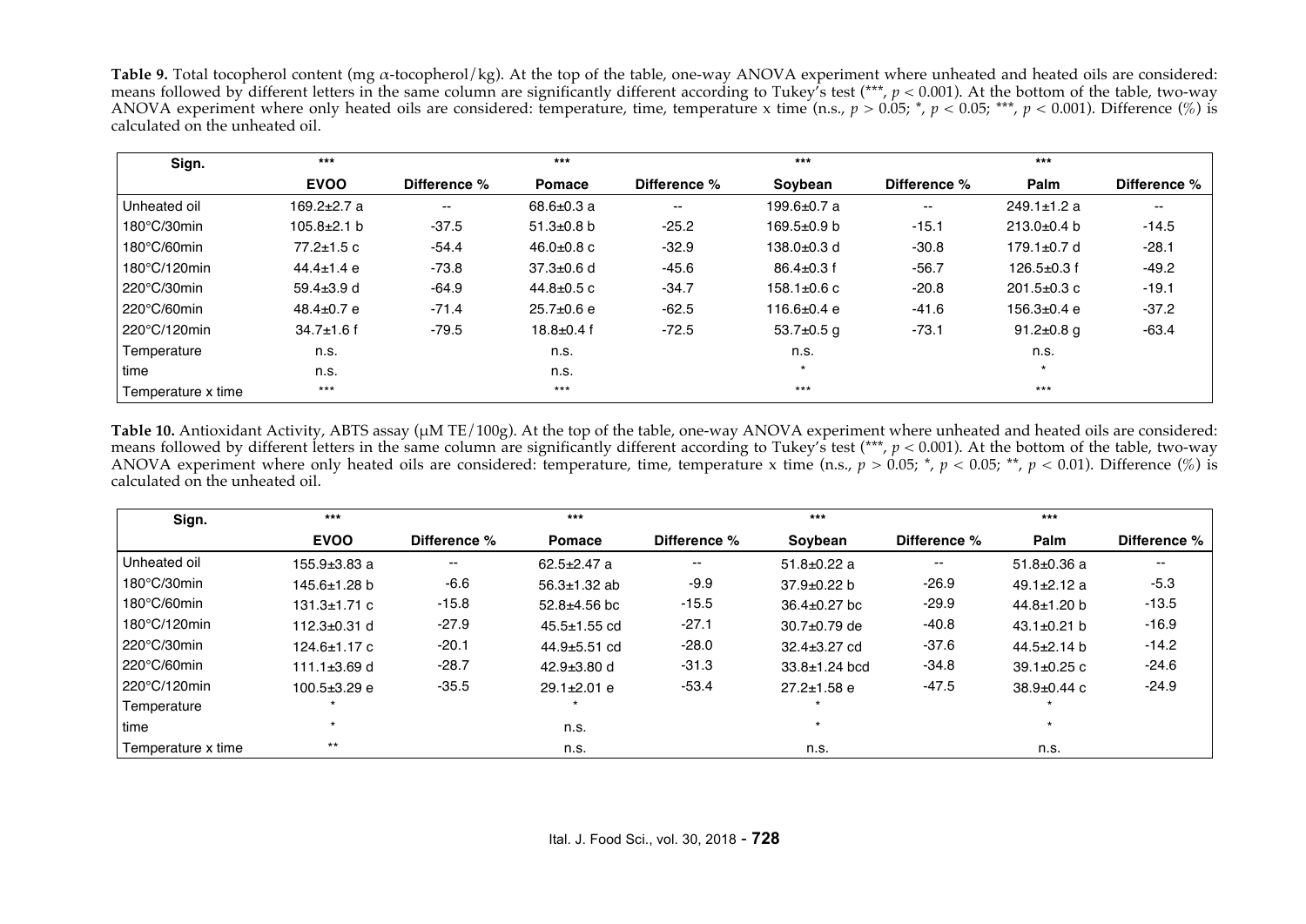**Table 9.** Total tocopherol content (mg α-tocopherol/kg). At the top of the table, one-way ANOVA experiment where unheated and heated oils are considered: means followed by different letters in the same column are significantly different according to Tukey's test (***, $p < 0.001$). At the bottom of the table, two-way ANOVA experiment where only heated oils are considered: temperature, time, temperature x time (n.s., $p > 0.05$; *, $p < 0.05$; ***, $p < 0.001$). Difference (%) is calculated on the unheated oil.

| Sign. | *** | | *** | | *** | | *** | |
|---|---|---|---|---|---|---|---|---|
| | **EVOO** | **Difference %** | **Pomace** | **Difference %** | **Soybean** | **Difference %** | **Palm** | **Difference %** |
| Unheated oil | 169.2±2.7 a | -- | 68.6±0.3 a | -- | 199.6±0.7 a | -- | 249.1±1.2 a | -- |
| 180°C/30min | 105.8±2.1 b | -37.5 | 51.3±0.8 b | -25.2 | 169.5±0.9 b | -15.1 | 213.0±0.4 b | -14.5 |
| 180°C/60min | 77.2±1.5 c | -54.4 | 46.0±0.8 c | -32.9 | 138.0±0.3 d | -30.8 | 179.1±0.7 d | -28.1 |
| 180°C/120min | 44.4±1.4 e | -73.8 | 37.3±0.6 d | -45.6 | 86.4±0.3 f | -56.7 | 126.5±0.3 f | -49.2 |
| 220°C/30min | 59.4±3.9 d | -64.9 | 44.8±0.5 c | -34.7 | 158.1±0.6 c | -20.8 | 201.5±0.3 c | -19.1 |
| 220°C/60min | 48.4±0.7 e | -71.4 | 25.7±0.6 e | -62.5 | 116.6±0.4 e | -41.6 | 156.3±0.4 e | -37.2 |
| 220°C/120min | 34.7±1.6 f | -79.5 | 18.8±0.4 f | -72.5 | 53.7±0.5 g | -73.1 | 91.2±0.8 g | -63.4 |
| Temperature | n.s. | | n.s. | | n.s. | | n.s. | |
| time | n.s. | | n.s. | | * | | * | |
| Temperature x time | *** | | *** | | *** | | *** | |

**Table 10.** Antioxidant Activity, ABTS assay (μM TE/100g). At the top of the table, one-way ANOVA experiment where unheated and heated oils are considered: means followed by different letters in the same column are significantly different according to Tukey's test (***, $p < 0.001$). At the bottom of the table, two-way ANOVA experiment where only heated oils are considered: temperature, time, temperature x time (n.s., $p > 0.05$; *, $p < 0.05$; **, $p < 0.01$). Difference (%) is calculated on the unheated oil.

| Sign. | *** | | *** | | *** | | *** | |
|---|---|---|---|---|---|---|---|---|
| | **EVOO** | **Difference %** | **Pomace** | **Difference %** | **Soybean** | **Difference %** | **Palm** | **Difference %** |
| Unheated oil | 155.9±3.83 a | -- | 62.5±2.47 a | -- | 51.8±0.22 a | -- | 51.8±0.36 a | -- |
| 180°C/30min | 145.6±1.28 b | -6.6 | 56.3±1.32 ab | -9.9 | 37.9±0.22 b | -26.9 | 49.1±2.12 a | -5.3 |
| 180°C/60min | 131.3±1.71 c | -15.8 | 52.8±4.56 bc | -15.5 | 36.4±0.27 bc | -29.9 | 44.8±1.20 b | -13.5 |
| 180°C/120min | 112.3±0.31 d | -27.9 | 45.5±1.55 cd | -27.1 | 30.7±0.79 de | -40.8 | 43.1±0.21 b | -16.9 |
| 220°C/30min | 124.6±1.17 c | -20.1 | 44.9±5.51 cd | -28.0 | 32.4±3.27 cd | -37.6 | 44.5±2.14 b | -14.2 |
| 220°C/60min | 111.1±3.69 d | -28.7 | 42.9±3.80 d | -31.3 | 33.8±1.24 bcd | -34.8 | 39.1±0.25 c | -24.6 |
| 220°C/120min | 100.5±3.29 e | -35.5 | 29.1±2.01 e | -53.4 | 27.2±1.58 e | -47.5 | 38.9±0.44 c | -24.9 |
| Temperature | * | | * | | * | | * | |
| time | * | | n.s. | | * | | * | |
| Temperature x time | ** | | n.s. | | n.s. | | n.s. | |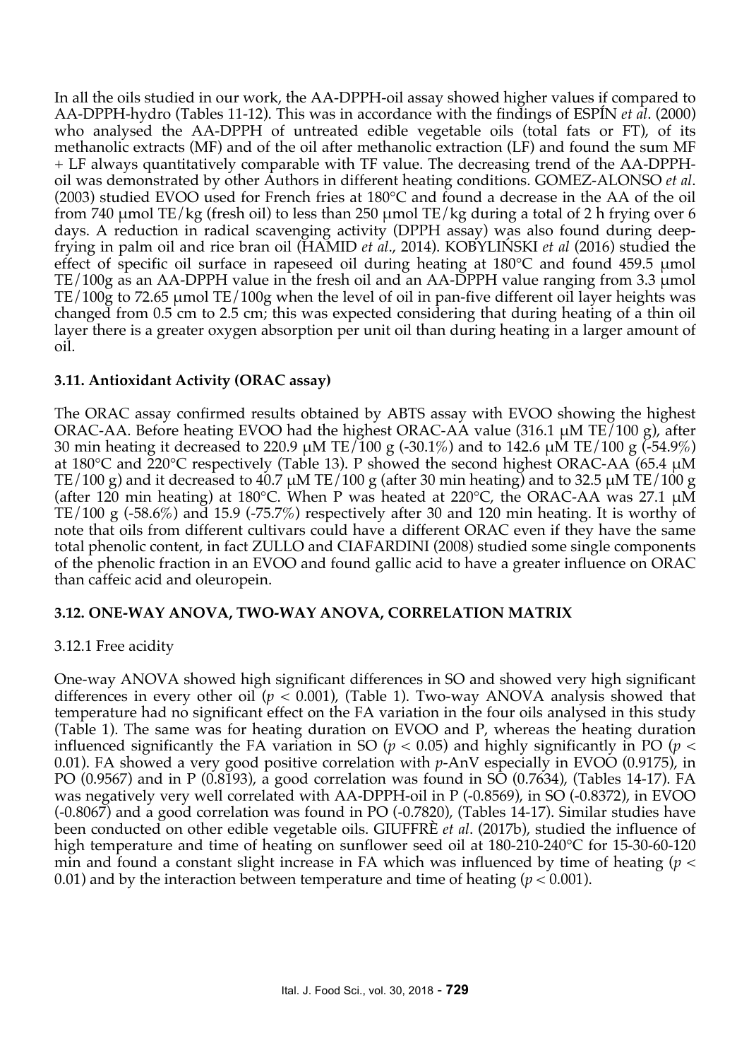In all the oils studied in our work, the AA-DPPH-oil assay showed higher values if compared to AA-DPPH-hydro (Tables 11-12). This was in accordance with the findings of ESPÍN *et al*. (2000) who analysed the AA-DPPH of untreated edible vegetable oils (total fats or FT), of its methanolic extracts (MF) and of the oil after methanolic extraction (LF) and found the sum MF + LF always quantitatively comparable with TF value. The decreasing trend of the AA-DPPH-oil was demonstrated by other Authors in different heating conditions. GOMEZ-ALONSO *et al*. (2003) studied EVOO used for French fries at 180°C and found a decrease in the AA of the oil from 740 μmol TE/kg (fresh oil) to less than 250 μmol TE/kg during a total of 2 h frying over 6 days. A reduction in radical scavenging activity (DPPH assay) was also found during deep-frying in palm oil and rice bran oil (HAMID *et al*., 2014). KOBYLIŃSKI *et al* (2016) studied the effect of specific oil surface in rapeseed oil during heating at 180°C and found 459.5 μmol TE/100g as an AA-DPPH value in the fresh oil and an AA-DPPH value ranging from 3.3 μmol TE/100g to 72.65 μmol TE/100g when the level of oil in pan-five different oil layer heights was changed from 0.5 cm to 2.5 cm; this was expected considering that during heating of a thin oil layer there is a greater oxygen absorption per unit oil than during heating in a larger amount of oil.

### 3.11. Antioxidant Activity (ORAC assay)

The ORAC assay confirmed results obtained by ABTS assay with EVOO showing the highest ORAC-AA. Before heating EVOO had the highest ORAC-AA value (316.1 μM TE/100 g), after 30 min heating it decreased to 220.9 μM TE/100 g (-30.1%) and to 142.6 μM TE/100 g (-54.9%) at 180°C and 220°C respectively (Table 13). P showed the second highest ORAC-AA (65.4 μM TE/100 g) and it decreased to 40.7 μM TE/100 g (after 30 min heating) and to 32.5 μM TE/100 g (after 120 min heating) at 180°C. When P was heated at 220°C, the ORAC-AA was 27.1 μM TE/100 g (-58.6%) and 15.9 (-75.7%) respectively after 30 and 120 min heating. It is worthy of note that oils from different cultivars could have a different ORAC even if they have the same total phenolic content, in fact ZULLO and CIAFARDINI (2008) studied some single components of the phenolic fraction in an EVOO and found gallic acid to have a greater influence on ORAC than caffeic acid and oleuropein.

### 3.12. ONE-WAY ANOVA, TWO-WAY ANOVA, CORRELATION MATRIX

#### 3.12.1 Free acidity

One-way ANOVA showed high significant differences in SO and showed very high significant differences in every other oil ($p < 0.001$), (Table 1). Two-way ANOVA analysis showed that temperature had no significant effect on the FA variation in the four oils analysed in this study (Table 1). The same was for heating duration on EVOO and P, whereas the heating duration influenced significantly the FA variation in SO ($p < 0.05$) and highly significantly in PO ($p < 0.01$). FA showed a very good positive correlation with *p*-AnV especially in EVOO (0.9175), in PO (0.9567) and in P (0.8193), a good correlation was found in SO (0.7634), (Tables 14-17). FA was negatively very well correlated with AA-DPPH-oil in P (-0.8569), in SO (-0.8372), in EVOO (-0.8067) and a good correlation was found in PO (-0.7820), (Tables 14-17). Similar studies have been conducted on other edible vegetable oils. GIUFFRÈ *et al*. (2017b), studied the influence of high temperature and time of heating on sunflower seed oil at 180-210-240°C for 15-30-60-120 min and found a constant slight increase in FA which was influenced by time of heating ($p < 0.01$) and by the interaction between temperature and time of heating ($p < 0.001$).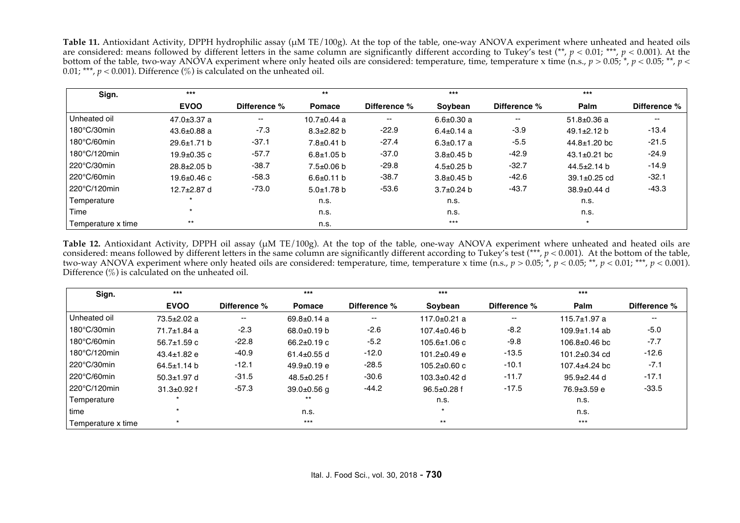**Table 11.** Antioxidant Activity, DPPH hydrophilic assay (μM TE/100g). At the top of the table, one-way ANOVA experiment where unheated and heated oils are considered: means followed by different letters in the same column are significantly different according to Tukey's test (**, $p < 0.01$; ***, $p < 0.001$). At the bottom of the table, two-way ANOVA experiment where only heated oils are considered: temperature, time, temperature x time (n.s., $p > 0.05$; *, $p < 0.05$; **, $p < 0.01$; ***, $p < 0.001$). Difference (%) is calculated on the unheated oil.

| Sign. | *** | | ** | | *** | | *** | |
|---|---|---|---|---|---|---|---|---|
| | **EVOO** | **Difference %** | **Pomace** | **Difference %** | **Soybean** | **Difference %** | **Palm** | **Difference %** |
| Unheated oil | 47.0±3.37 a | -- | 10.7±0.44 a | -- | 6.6±0.30 a | -- | 51.8±0.36 a | -- |
| 180°C/30min | 43.6±0.88 a | -7.3 | 8.3±2.82 b | -22.9 | 6.4±0.14 a | -3.9 | 49.1±2.12 b | -13.4 |
| 180°C/60min | 29.6±1.71 b | -37.1 | 7.8±0.41 b | -27.4 | 6.3±0.17 a | -5.5 | 44.8±1.20 bc | -21.5 |
| 180°C/120min | 19.9±0.35 c | -57.7 | 6.8±1.05 b | -37.0 | 3.8±0.45 b | -42.9 | 43.1±0.21 bc | -24.9 |
| 220°C/30min | 28.8±2.05 b | -38.7 | 7.5±0.06 b | -29.8 | 4.5±0.25 b | -32.7 | 44.5±2.14 b | -14.9 |
| 220°C/60min | 19.6±0.46 c | -58.3 | 6.6±0.11 b | -38.7 | 3.8±0.45 b | -42.6 | 39.1±0.25 cd | -32.1 |
| 220°C/120min | 12.7±2.87 d | -73.0 | 5.0±1.78 b | -53.6 | 3.7±0.24 b | -43.7 | 38.9±0.44 d | -43.3 |
| Temperature | * | | n.s. | | n.s. | | n.s. | |
| Time | * | | n.s. | | n.s. | | n.s. | |
| Temperature x time | ** | | n.s. | | *** | | * | |

**Table 12.** Antioxidant Activity, DPPH oil assay (μM TE/100g). At the top of the table, one-way ANOVA experiment where unheated and heated oils are considered: means followed by different letters in the same column are significantly different according to Tukey's test (***, $p < 0.001$). At the bottom of the table, two-way ANOVA experiment where only heated oils are considered: temperature, time, temperature x time (n.s., $p > 0.05$; *, $p < 0.05$; **, $p < 0.01$; ***, $p < 0.001$). Difference (%) is calculated on the unheated oil.

| Sign. | *** | | *** | | *** | | *** | |
|---|---|---|---|---|---|---|---|---|
| | **EVOO** | **Difference %** | **Pomace** | **Difference %** | **Soybean** | **Difference %** | **Palm** | **Difference %** |
| Unheated oil | 73.5±2.02 a | -- | 69.8±0.14 a | -- | 117.0±0.21 a | -- | 115.7±1.97 a | -- |
| 180°C/30min | 71.7±1.84 a | -2.3 | 68.0±0.19 b | -2.6 | 107.4±0.46 b | -8.2 | 109.9±1.14 ab | -5.0 |
| 180°C/60min | 56.7±1.59 c | -22.8 | 66.2±0.19 c | -5.2 | 105.6±1.06 c | -9.8 | 106.8±0.46 bc | -7.7 |
| 180°C/120min | 43.4±1.82 e | -40.9 | 61.4±0.55 d | -12.0 | 101.2±0.49 e | -13.5 | 101.2±0.34 cd | -12.6 |
| 220°C/30min | 64.5±1.14 b | -12.1 | 49.9±0.19 e | -28.5 | 105.2±0.60 c | -10.1 | 107.4±4.24 bc | -7.1 |
| 220°C/60min | 50.3±1.97 d | -31.5 | 48.5±0.25 f | -30.6 | 103.3±0.42 d | -11.7 | 95.9±2.44 d | -17.1 |
| 220°C/120min | 31.3±0.92 f | -57.3 | 39.0±0.56 g | -44.2 | 96.5±0.28 f | -17.5 | 76.9±3.59 e | -33.5 |
| Temperature | * | | ** | | n.s. | | n.s. | |
| time | * | | n.s. | | * | | n.s. | |
| Temperature x time | * | | *** | | ** | | *** | |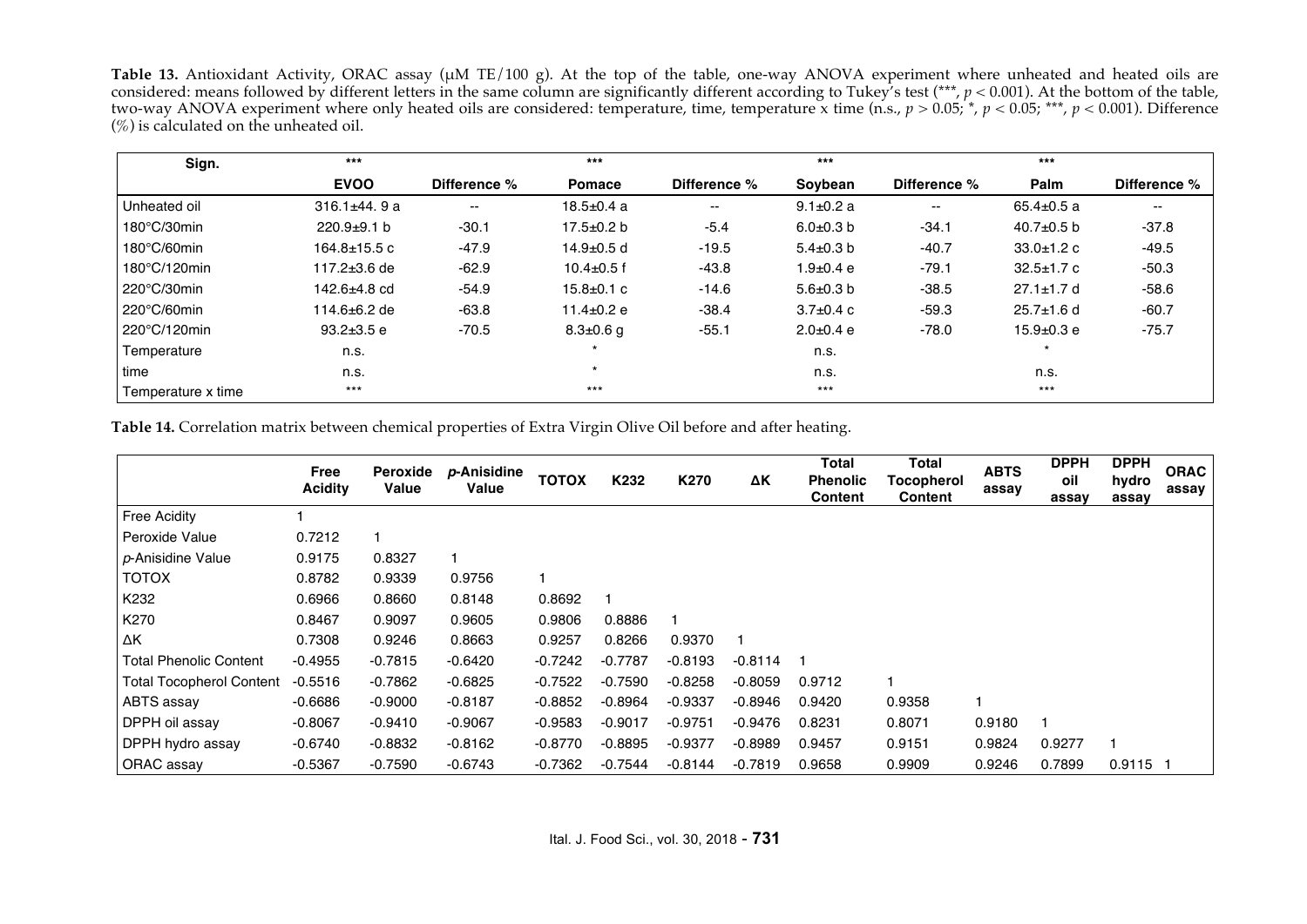**Table 13.** Antioxidant Activity, ORAC assay (μM TE/100 g). At the top of the table, one-way ANOVA experiment where unheated and heated oils are considered: means followed by different letters in the same column are significantly different according to Tukey's test (***, $p < 0.001$). At the bottom of the table, two-way ANOVA experiment where only heated oils are considered: temperature, time, temperature x time (n.s., $p > 0.05$; *, $p < 0.05$; ***, $p < 0.001$). Difference (%) is calculated on the unheated oil.

| Sign. | *** | | *** | | *** | | *** | |
|---|---|---|---|---|---|---|---|---|
| | **EVOO** | **Difference %** | **Pomace** | **Difference %** | **Soybean** | **Difference %** | **Palm** | **Difference %** |
| Unheated oil | 316.1±44. 9 a | -- | 18.5±0.4 a | -- | 9.1±0.2 a | -- | 65.4±0.5 a | -- |
| 180°C/30min | 220.9±9.1 b | -30.1 | 17.5±0.2 b | -5.4 | 6.0±0.3 b | -34.1 | 40.7±0.5 b | -37.8 |
| 180°C/60min | 164.8±15.5 c | -47.9 | 14.9±0.5 d | -19.5 | 5.4±0.3 b | -40.7 | 33.0±1.2 c | -49.5 |
| 180°C/120min | 117.2±3.6 de | -62.9 | 10.4±0.5 f | -43.8 | 1.9±0.4 e | -79.1 | 32.5±1.7 c | -50.3 |
| 220°C/30min | 142.6±4.8 cd | -54.9 | 15.8±0.1 c | -14.6 | 5.6±0.3 b | -38.5 | 27.1±1.7 d | -58.6 |
| 220°C/60min | 114.6±6.2 de | -63.8 | 11.4±0.2 e | -38.4 | 3.7±0.4 c | -59.3 | 25.7±1.6 d | -60.7 |
| 220°C/120min | 93.2±3.5 e | -70.5 | 8.3±0.6 g | -55.1 | 2.0±0.4 e | -78.0 | 15.9±0.3 e | -75.7 |
| Temperature | n.s. | | * | | n.s. | | * | |
| time | n.s. | | * | | n.s. | | n.s. | |
| Temperature x time | *** | | *** | | *** | | *** | |

**Table 14.** Correlation matrix between chemical properties of Extra Virgin Olive Oil before and after heating.

| | Free Acidity | Peroxide Value | *p*-Anisidine Value | TOTOX | K232 | K270 | ΔK | Total Phenolic Content | Total Tocopherol Content | ABTS assay | DPPH oil assay | DPPH hydro assay | ORAC assay |
|---|---|---|---|---|---|---|---|---|---|---|---|---|---|
| Free Acidity | 1 | | | | | | | | | | | | |
| Peroxide Value | 0.7212 | 1 | | | | | | | | | | | |
| *p*-Anisidine Value | 0.9175 | 0.8327 | 1 | | | | | | | | | | |
| TOTOX | 0.8782 | 0.9339 | 0.9756 | 1 | | | | | | | | | |
| K232 | 0.6966 | 0.8660 | 0.8148 | 0.8692 | 1 | | | | | | | | |
| K270 | 0.8467 | 0.9097 | 0.9605 | 0.9806 | 0.8886 | 1 | | | | | | | |
| ΔK | 0.7308 | 0.9246 | 0.8663 | 0.9257 | 0.8266 | 0.9370 | 1 | | | | | | |
| Total Phenolic Content | -0.4955 | -0.7815 | -0.6420 | -0.7242 | -0.7787 | -0.8193 | -0.8114 | 1 | | | | | |
| Total Tocopherol Content | -0.5516 | -0.7862 | -0.6825 | -0.7522 | -0.7590 | -0.8258 | -0.8059 | 0.9712 | 1 | | | | |
| ABTS assay | -0.6686 | -0.9000 | -0.8187 | -0.8852 | -0.8964 | -0.9337 | -0.8946 | 0.9420 | 0.9358 | 1 | | | |
| DPPH oil assay | -0.8067 | -0.9410 | -0.9067 | -0.9583 | -0.9017 | -0.9751 | -0.9476 | 0.8231 | 0.8071 | 0.9180 | 1 | | |
| DPPH hydro assay | -0.6740 | -0.8832 | -0.8162 | -0.8770 | -0.8895 | -0.9377 | -0.8989 | 0.9457 | 0.9151 | 0.9824 | 0.9277 | 1 | |
| ORAC assay | -0.5367 | -0.7590 | -0.6743 | -0.7362 | -0.7544 | -0.8144 | -0.7819 | 0.9658 | 0.9909 | 0.9246 | 0.7899 | 0.9115 | 1 |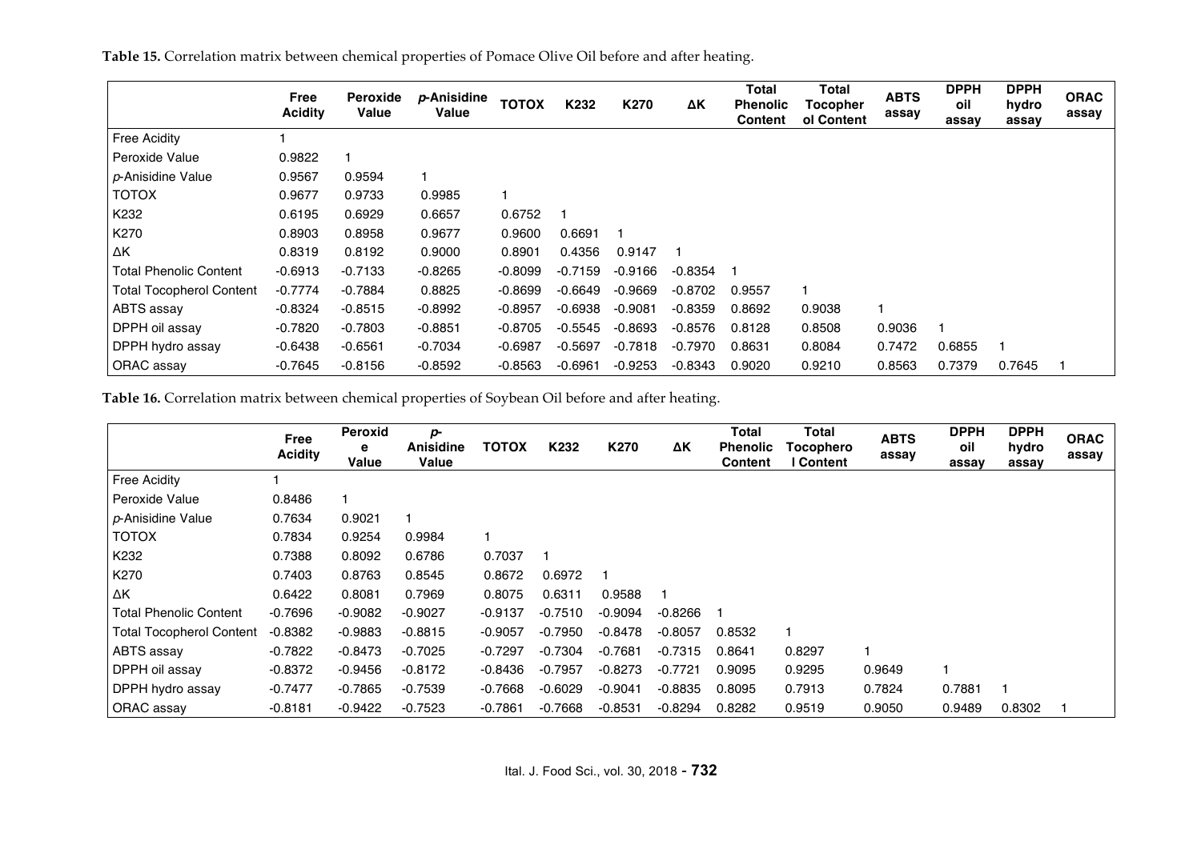**Table 15.** Correlation matrix between chemical properties of Pomace Olive Oil before and after heating.

| | Free Acidity | Peroxide Value | *p*-Anisidine Value | TOTOX | K232 | K270 | ΔK | Total Phenolic Content | Total Tocopherol Content | ABTS assay | DPPH oil assay | DPPH hydro assay | ORAC assay |
|---|---|---|---|---|---|---|---|---|---|---|---|---|---|
| Free Acidity | 1 | | | | | | | | | | | | |
| Peroxide Value | 0.9822 | 1 | | | | | | | | | | | |
| *p*-Anisidine Value | 0.9567 | 0.9594 | 1 | | | | | | | | | | |
| TOTOX | 0.9677 | 0.9733 | 0.9985 | 1 | | | | | | | | | |
| K232 | 0.6195 | 0.6929 | 0.6657 | 0.6752 | 1 | | | | | | | | |
| K270 | 0.8903 | 0.8958 | 0.9677 | 0.9600 | 0.6691 | 1 | | | | | | | |
| ΔK | 0.8319 | 0.8192 | 0.9000 | 0.8901 | 0.4356 | 0.9147 | 1 | | | | | | |
| Total Phenolic Content | -0.6913 | -0.7133 | -0.8265 | -0.8099 | -0.7159 | -0.9166 | -0.8354 | 1 | | | | | |
| Total Tocopherol Content | -0.7774 | -0.7884 | 0.8825 | -0.8699 | -0.6649 | -0.9669 | -0.8702 | 0.9557 | 1 | | | | |
| ABTS assay | -0.8324 | -0.8515 | -0.8992 | -0.8957 | -0.6938 | -0.9081 | -0.8359 | 0.8692 | 0.9038 | 1 | | | |
| DPPH oil assay | -0.7820 | -0.7803 | -0.8851 | -0.8705 | -0.5545 | -0.8693 | -0.8576 | 0.8128 | 0.8508 | 0.9036 | 1 | | |
| DPPH hydro assay | -0.6438 | -0.6561 | -0.7034 | -0.6987 | -0.5697 | -0.7818 | -0.7970 | 0.8631 | 0.8084 | 0.7472 | 0.6855 | 1 | |
| ORAC assay | -0.7645 | -0.8156 | -0.8592 | -0.8563 | -0.6961 | -0.9253 | -0.8343 | 0.9020 | 0.9210 | 0.8563 | 0.7379 | 0.7645 | 1 |

**Table 16.** Correlation matrix between chemical properties of Soybean Oil before and after heating.

| | Free Acidity | Peroxide Value | *p*-Anisidine Value | TOTOX | K232 | K270 | ΔK | Total Phenolic Content | Total Tocopherol Content | ABTS assay | DPPH oil assay | DPPH hydro assay | ORAC assay |
|---|---|---|---|---|---|---|---|---|---|---|---|---|---|
| Free Acidity | 1 | | | | | | | | | | | | |
| Peroxide Value | 0.8486 | 1 | | | | | | | | | | | |
| *p*-Anisidine Value | 0.7634 | 0.9021 | 1 | | | | | | | | | | |
| TOTOX | 0.7834 | 0.9254 | 0.9984 | 1 | | | | | | | | | |
| K232 | 0.7388 | 0.8092 | 0.6786 | 0.7037 | 1 | | | | | | | | |
| K270 | 0.7403 | 0.8763 | 0.8545 | 0.8672 | 0.6972 | 1 | | | | | | | |
| ΔK | 0.6422 | 0.8081 | 0.7969 | 0.8075 | 0.6311 | 0.9588 | 1 | | | | | | |
| Total Phenolic Content | -0.7696 | -0.9082 | -0.9027 | -0.9137 | -0.7510 | -0.9094 | -0.8266 | 1 | | | | | |
| Total Tocopherol Content | -0.8382 | -0.9883 | -0.8815 | -0.9057 | -0.7950 | -0.8478 | -0.8057 | 0.8532 | 1 | | | | |
| ABTS assay | -0.7822 | -0.8473 | -0.7025 | -0.7297 | -0.7304 | -0.7681 | -0.7315 | 0.8641 | 0.8297 | 1 | | | |
| DPPH oil assay | -0.8372 | -0.9456 | -0.8172 | -0.8436 | -0.7957 | -0.8273 | -0.7721 | 0.9095 | 0.9295 | 0.9649 | 1 | | |
| DPPH hydro assay | -0.7477 | -0.7865 | -0.7539 | -0.7668 | -0.6029 | -0.9041 | -0.8835 | 0.8095 | 0.7913 | 0.7824 | 0.7881 | 1 | |
| ORAC assay | -0.8181 | -0.9422 | -0.7523 | -0.7861 | -0.7668 | -0.8531 | -0.8294 | 0.8282 | 0.9519 | 0.9050 | 0.9489 | 0.8302 | 1 |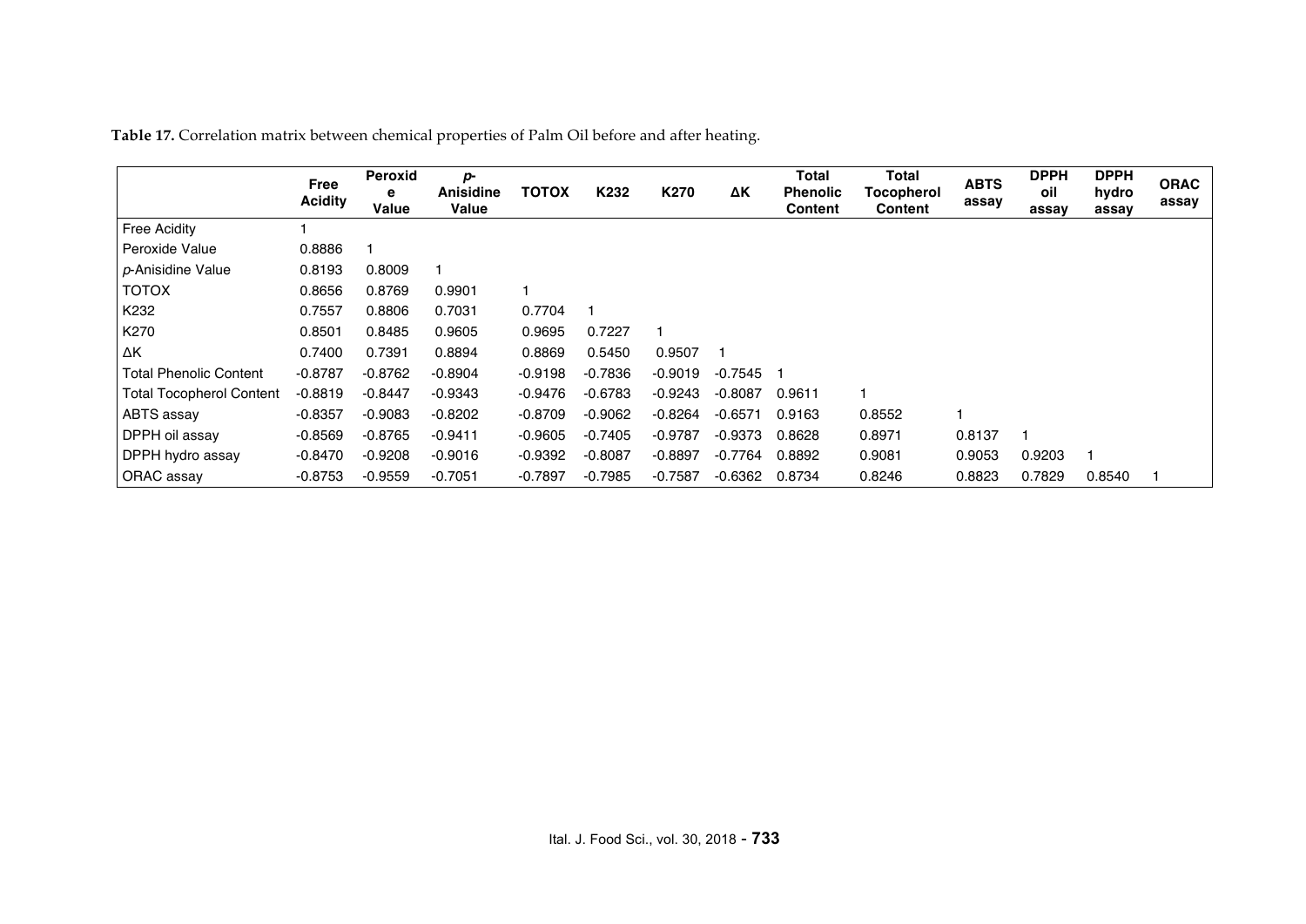**Table 17.** Correlation matrix between chemical properties of Palm Oil before and after heating.

| | Free Acidity | Peroxide Value | *p*-Anisidine Value | TOTOX | K232 | K270 | ΔK | Total Phenolic Content | Total Tocopherol Content | ABTS assay | DPPH oil assay | DPPH hydro assay | ORAC assay |
|---|---|---|---|---|---|---|---|---|---|---|---|---|---|
| Free Acidity | 1 | | | | | | | | | | | | |
| Peroxide Value | 0.8886 | 1 | | | | | | | | | | | |
| *p*-Anisidine Value | 0.8193 | 0.8009 | 1 | | | | | | | | | | |
| TOTOX | 0.8656 | 0.8769 | 0.9901 | 1 | | | | | | | | | |
| K232 | 0.7557 | 0.8806 | 0.7031 | 0.7704 | 1 | | | | | | | | |
| K270 | 0.8501 | 0.8485 | 0.9605 | 0.9695 | 0.7227 | 1 | | | | | | | |
| ΔK | 0.7400 | 0.7391 | 0.8894 | 0.8869 | 0.5450 | 0.9507 | 1 | | | | | | |
| Total Phenolic Content | -0.8787 | -0.8762 | -0.8904 | -0.9198 | -0.7836 | -0.9019 | -0.7545 | 1 | | | | | |
| Total Tocopherol Content | -0.8819 | -0.8447 | -0.9343 | -0.9476 | -0.6783 | -0.9243 | -0.8087 | 0.9611 | 1 | | | | |
| ABTS assay | -0.8357 | -0.9083 | -0.8202 | -0.8709 | -0.9062 | -0.8264 | -0.6571 | 0.9163 | 0.8552 | 1 | | | |
| DPPH oil assay | -0.8569 | -0.8765 | -0.9411 | -0.9605 | -0.7405 | -0.9787 | -0.9373 | 0.8628 | 0.8971 | 0.8137 | 1 | | |
| DPPH hydro assay | -0.8470 | -0.9208 | -0.9016 | -0.9392 | -0.8087 | -0.8897 | -0.7764 | 0.8892 | 0.9081 | 0.9053 | 0.9203 | 1 | |
| ORAC assay | -0.8753 | -0.9559 | -0.7051 | -0.7897 | -0.7985 | -0.7587 | -0.6362 | 0.8734 | 0.8246 | 0.8823 | 0.7829 | 0.8540 | 1 |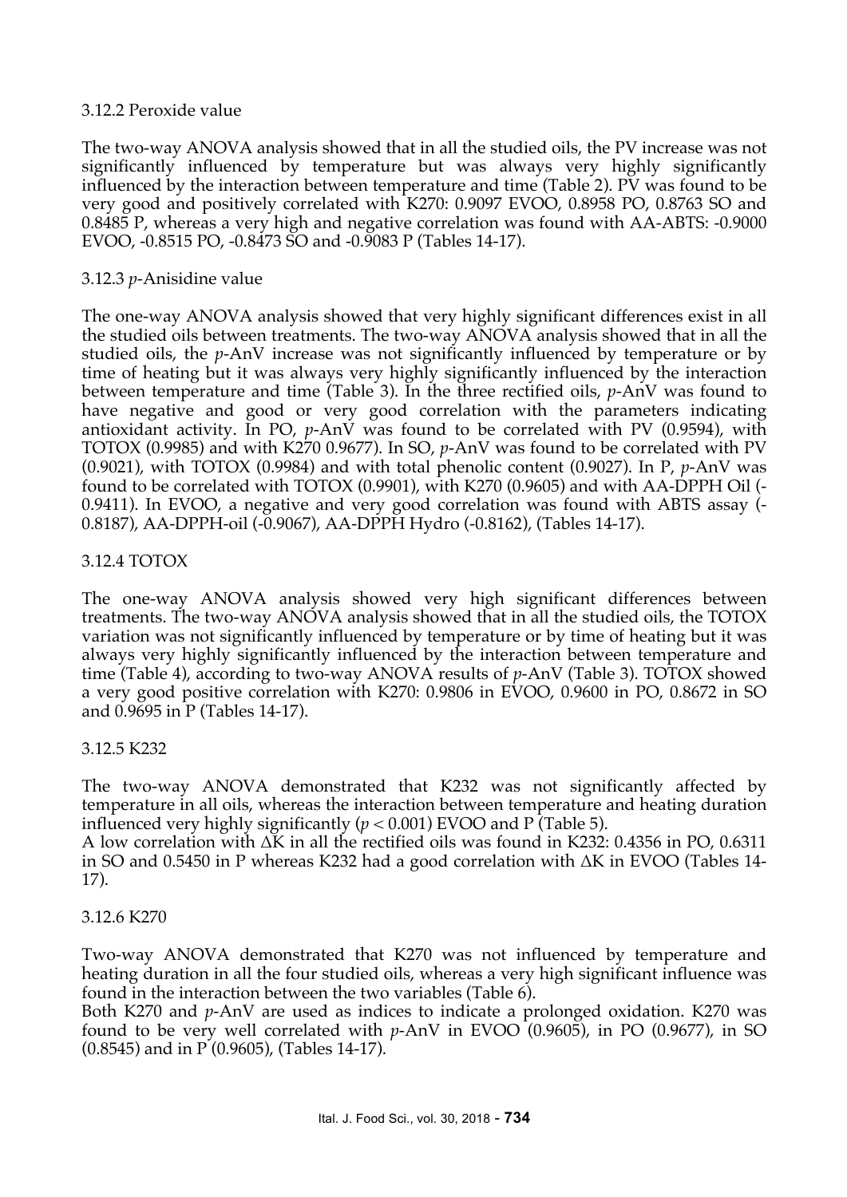### 3.12.2 Peroxide value

The two-way ANOVA analysis showed that in all the studied oils, the PV increase was not significantly influenced by temperature but was always very highly significantly influenced by the interaction between temperature and time (Table 2). PV was found to be very good and positively correlated with K270: 0.9097 EVOO, 0.8958 PO, 0.8763 SO and 0.8485 P, whereas a very high and negative correlation was found with AA-ABTS: -0.9000 EVOO, -0.8515 PO, -0.8473 SO and -0.9083 P (Tables 14-17).

### 3.12.3 *p*-Anisidine value

The one-way ANOVA analysis showed that very highly significant differences exist in all the studied oils between treatments. The two-way ANOVA analysis showed that in all the studied oils, the *p*-AnV increase was not significantly influenced by temperature or by time of heating but it was always very highly significantly influenced by the interaction between temperature and time (Table 3). In the three rectified oils, *p*-AnV was found to have negative and good or very good correlation with the parameters indicating antioxidant activity. In PO, *p*-AnV was found to be correlated with PV (0.9594), with TOTOX (0.9985) and with K270 0.9677). In SO, *p*-AnV was found to be correlated with PV (0.9021), with TOTOX (0.9984) and with total phenolic content (0.9027). In P, *p*-AnV was found to be correlated with TOTOX (0.9901), with K270 (0.9605) and with AA-DPPH Oil (-0.9411). In EVOO, a negative and very good correlation was found with ABTS assay (-0.8187), AA-DPPH-oil (-0.9067), AA-DPPH Hydro (-0.8162), (Tables 14-17).

### 3.12.4 TOTOX

The one-way ANOVA analysis showed very high significant differences between treatments. The two-way ANOVA analysis showed that in all the studied oils, the TOTOX variation was not significantly influenced by temperature or by time of heating but it was always very highly significantly influenced by the interaction between temperature and time (Table 4), according to two-way ANOVA results of *p*-AnV (Table 3). TOTOX showed a very good positive correlation with K270: 0.9806 in EVOO, 0.9600 in PO, 0.8672 in SO and 0.9695 in P (Tables 14-17).

### 3.12.5 K232

The two-way ANOVA demonstrated that K232 was not significantly affected by temperature in all oils, whereas the interaction between temperature and heating duration influenced very highly significantly ($p < 0.001$) EVOO and P (Table 5).

A low correlation with $\Delta K$ in all the rectified oils was found in K232: 0.4356 in PO, 0.6311 in SO and 0.5450 in P whereas K232 had a good correlation with $\Delta K$ in EVOO (Tables 14-17).

### 3.12.6 K270

Two-way ANOVA demonstrated that K270 was not influenced by temperature and heating duration in all the four studied oils, whereas a very high significant influence was found in the interaction between the two variables (Table 6).

Both K270 and *p*-AnV are used as indices to indicate a prolonged oxidation. K270 was found to be very well correlated with *p*-AnV in EVOO (0.9605), in PO (0.9677), in SO (0.8545) and in P (0.9605), (Tables 14-17).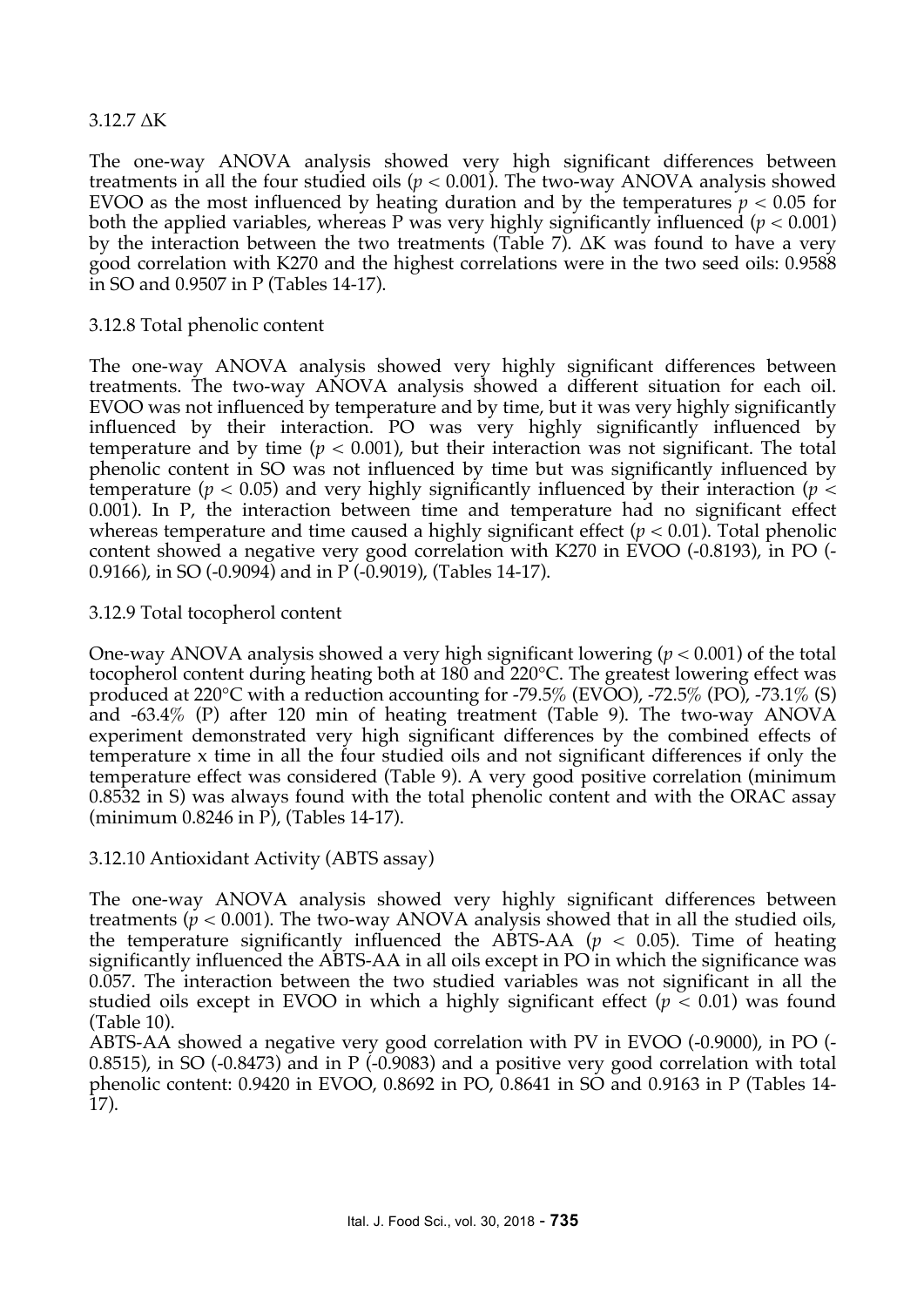### 3.12.7 ΔK

The one-way ANOVA analysis showed very high significant differences between treatments in all the four studied oils ($p < 0.001$). The two-way ANOVA analysis showed EVOO as the most influenced by heating duration and by the temperatures $p < 0.05$ for both the applied variables, whereas P was very highly significantly influenced ($p < 0.001$) by the interaction between the two treatments (Table 7). ΔK was found to have a very good correlation with K270 and the highest correlations were in the two seed oils: 0.9588 in SO and 0.9507 in P (Tables 14-17).

### 3.12.8 Total phenolic content

The one-way ANOVA analysis showed very highly significant differences between treatments. The two-way ANOVA analysis showed a different situation for each oil. EVOO was not influenced by temperature and by time, but it was very highly significantly influenced by their interaction. PO was very highly significantly influenced by temperature and by time ($p < 0.001$), but their interaction was not significant. The total phenolic content in SO was not influenced by time but was significantly influenced by temperature ($p < 0.05$) and very highly significantly influenced by their interaction ($p < 0.001$). In P, the interaction between time and temperature had no significant effect whereas temperature and time caused a highly significant effect ($p < 0.01$). Total phenolic content showed a negative very good correlation with K270 in EVOO (-0.8193), in PO (-0.9166), in SO (-0.9094) and in P (-0.9019), (Tables 14-17).

### 3.12.9 Total tocopherol content

One-way ANOVA analysis showed a very high significant lowering ($p < 0.001$) of the total tocopherol content during heating both at 180 and 220°C. The greatest lowering effect was produced at 220°C with a reduction accounting for -79.5% (EVOO), -72.5% (PO), -73.1% (S) and -63.4% (P) after 120 min of heating treatment (Table 9). The two-way ANOVA experiment demonstrated very high significant differences by the combined effects of temperature x time in all the four studied oils and not significant differences if only the temperature effect was considered (Table 9). A very good positive correlation (minimum 0.8532 in S) was always found with the total phenolic content and with the ORAC assay (minimum 0.8246 in P), (Tables 14-17).

### 3.12.10 Antioxidant Activity (ABTS assay)

The one-way ANOVA analysis showed very highly significant differences between treatments ($p < 0.001$). The two-way ANOVA analysis showed that in all the studied oils, the temperature significantly influenced the ABTS-AA ($p < 0.05$). Time of heating significantly influenced the ABTS-AA in all oils except in PO in which the significance was 0.057. The interaction between the two studied variables was not significant in all the studied oils except in EVOO in which a highly significant effect ($p < 0.01$) was found (Table 10).

ABTS-AA showed a negative very good correlation with PV in EVOO (-0.9000), in PO (-0.8515), in SO (-0.8473) and in P (-0.9083) and a positive very good correlation with total phenolic content: 0.9420 in EVOO, 0.8692 in PO, 0.8641 in SO and 0.9163 in P (Tables 14-17).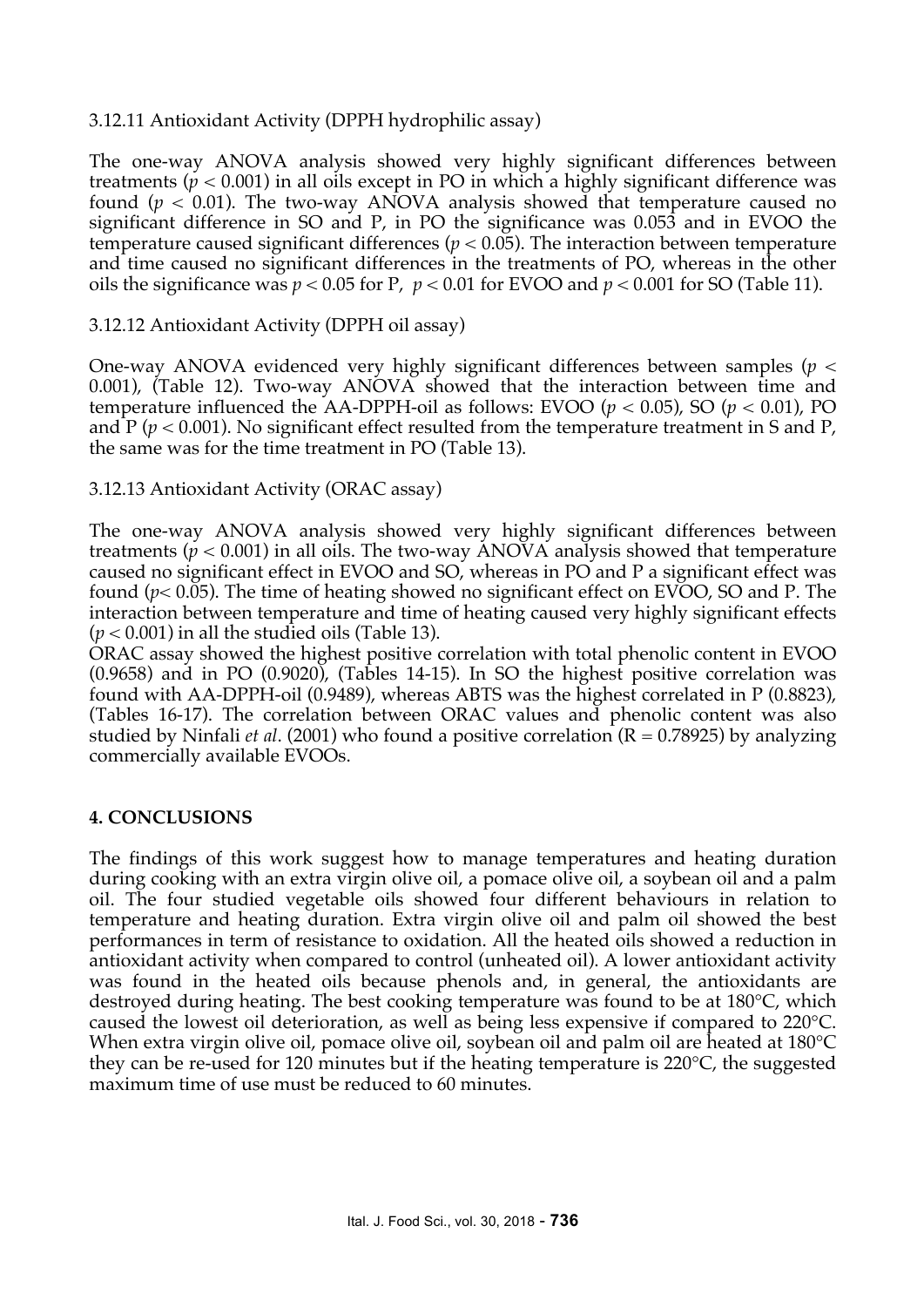### 3.12.11 Antioxidant Activity (DPPH hydrophilic assay)

The one-way ANOVA analysis showed very highly significant differences between treatments ($p < 0.001$) in all oils except in PO in which a highly significant difference was found ($p < 0.01$). The two-way ANOVA analysis showed that temperature caused no significant difference in SO and P, in PO the significance was 0.053 and in EVOO the temperature caused significant differences ($p < 0.05$). The interaction between temperature and time caused no significant differences in the treatments of PO, whereas in the other oils the significance was $p < 0.05$ for P, $p < 0.01$ for EVOO and $p < 0.001$ for SO (Table 11).

### 3.12.12 Antioxidant Activity (DPPH oil assay)

One-way ANOVA evidenced very highly significant differences between samples ($p < 0.001$), (Table 12). Two-way ANOVA showed that the interaction between time and temperature influenced the AA-DPPH-oil as follows: EVOO ($p < 0.05$), SO ($p < 0.01$), PO and P ($p < 0.001$). No significant effect resulted from the temperature treatment in S and P, the same was for the time treatment in PO (Table 13).

### 3.12.13 Antioxidant Activity (ORAC assay)

The one-way ANOVA analysis showed very highly significant differences between treatments ($p < 0.001$) in all oils. The two-way ANOVA analysis showed that temperature caused no significant effect in EVOO and SO, whereas in PO and P a significant effect was found ($p< 0.05$). The time of heating showed no significant effect on EVOO, SO and P. The interaction between temperature and time of heating caused very highly significant effects ($p < 0.001$) in all the studied oils (Table 13).
ORAC assay showed the highest positive correlation with total phenolic content in EVOO (0.9658) and in PO (0.9020), (Tables 14-15). In SO the highest positive correlation was found with AA-DPPH-oil (0.9489), whereas ABTS was the highest correlated in P (0.8823), (Tables 16-17). The correlation between ORAC values and phenolic content was also studied by Ninfali *et al*. (2001) who found a positive correlation (R = 0.78925) by analyzing commercially available EVOOs.

## 4. CONCLUSIONS

The findings of this work suggest how to manage temperatures and heating duration during cooking with an extra virgin olive oil, a pomace olive oil, a soybean oil and a palm oil. The four studied vegetable oils showed four different behaviours in relation to temperature and heating duration. Extra virgin olive oil and palm oil showed the best performances in term of resistance to oxidation. All the heated oils showed a reduction in antioxidant activity when compared to control (unheated oil). A lower antioxidant activity was found in the heated oils because phenols and, in general, the antioxidants are destroyed during heating. The best cooking temperature was found to be at 180°C, which caused the lowest oil deterioration, as well as being less expensive if compared to 220°C. When extra virgin olive oil, pomace olive oil, soybean oil and palm oil are heated at 180°C they can be re-used for 120 minutes but if the heating temperature is 220°C, the suggested maximum time of use must be reduced to 60 minutes.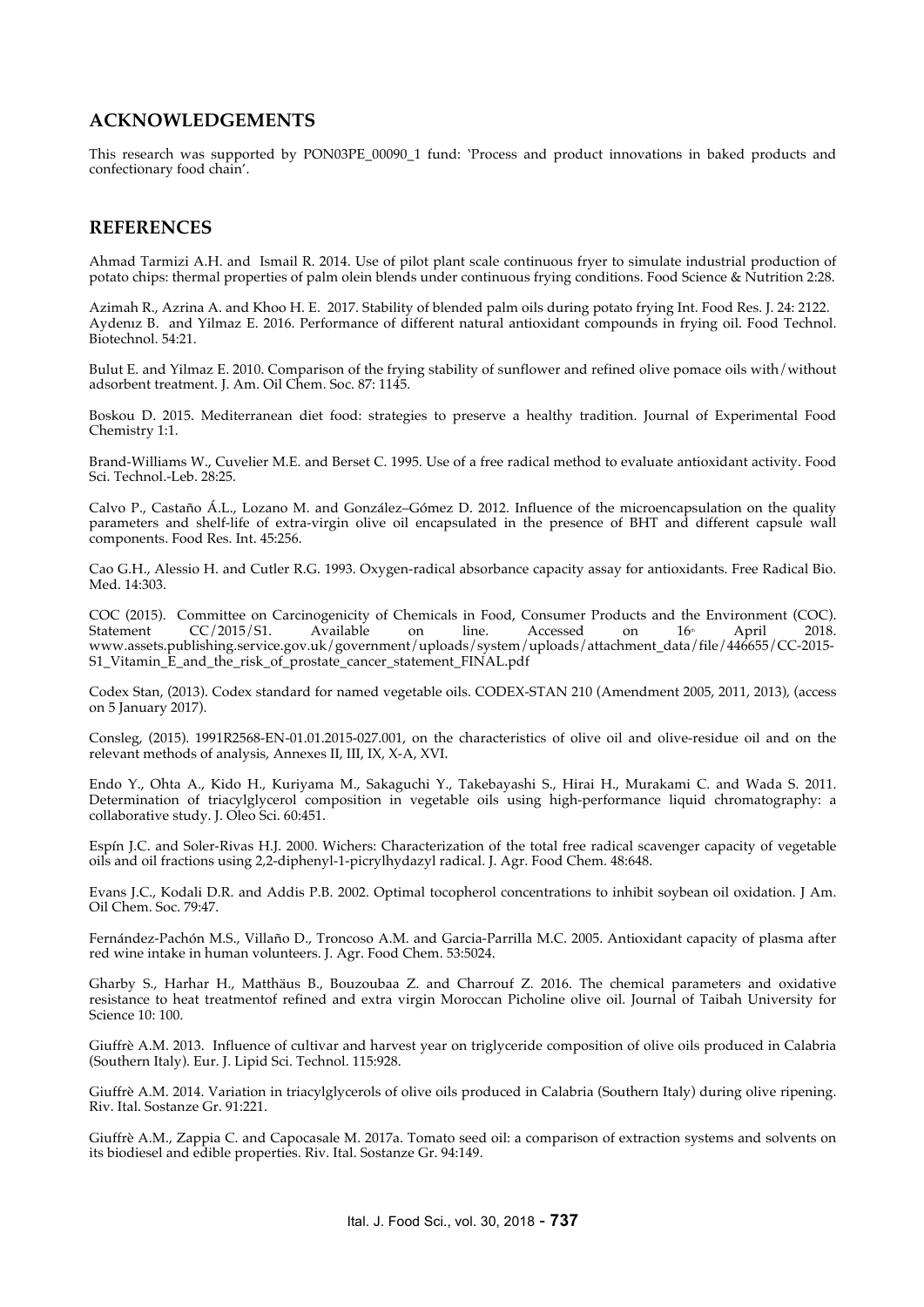## ACKNOWLEDGEMENTS

This research was supported by PON03PE_00090_1 fund: 'Process and product innovations in baked products and confectionary food chain'.

## REFERENCES

Ahmad Tarmizi A.H. and Ismail R. 2014. Use of pilot plant scale continuous fryer to simulate industrial production of potato chips: thermal properties of palm olein blends under continuous frying conditions. Food Science & Nutrition 2:28.

Azimah R., Azrina A. and Khoo H. E. 2017. Stability of blended palm oils during potato frying Int. Food Res. J. 24: 2122. Aydenız B. and Yilmaz E. 2016. Performance of different natural antioxidant compounds in frying oil. Food Technol. Biotechnol. 54:21.

Bulut E. and Yilmaz E. 2010. Comparison of the frying stability of sunflower and refined olive pomace oils with/without adsorbent treatment. J. Am. Oil Chem. Soc. 87: 1145.

Boskou D. 2015. Mediterranean diet food: strategies to preserve a healthy tradition. Journal of Experimental Food Chemistry 1:1.

Brand-Williams W., Cuvelier M.E. and Berset C. 1995. Use of a free radical method to evaluate antioxidant activity. Food Sci. Technol.-Leb. 28:25.

Calvo P., Castaño Á.L., Lozano M. and González–Gómez D. 2012. Influence of the microencapsulation on the quality parameters and shelf-life of extra-virgin olive oil encapsulated in the presence of BHT and different capsule wall components. Food Res. Int. 45:256.

Cao G.H., Alessio H. and Cutler R.G. 1993. Oxygen-radical absorbance capacity assay for antioxidants. Free Radical Bio. Med. 14:303.

COC (2015). Committee on Carcinogenicity of Chemicals in Food, Consumer Products and the Environment (COC). Statement CC/2015/S1. Available on line. Accessed on 16th April 2018. www.assets.publishing.service.gov.uk/government/uploads/system/uploads/attachment_data/file/446655/CC-2015-S1_Vitamin_E_and_the_risk_of_prostate_cancer_statement_FINAL.pdf

Codex Stan, (2013). Codex standard for named vegetable oils. CODEX-STAN 210 (Amendment 2005, 2011, 2013), (access on 5 January 2017).

Consleg, (2015). 1991R2568-EN-01.01.2015-027.001, on the characteristics of olive oil and olive-residue oil and on the relevant methods of analysis, Annexes II, III, IX, X-A, XVI.

Endo Y., Ohta A., Kido H., Kuriyama M., Sakaguchi Y., Takebayashi S., Hirai H., Murakami C. and Wada S. 2011. Determination of triacylglycerol composition in vegetable oils using high-performance liquid chromatography: a collaborative study. J. Oleo Sci. 60:451.

Espín J.C. and Soler-Rivas H.J. 2000. Wichers: Characterization of the total free radical scavenger capacity of vegetable oils and oil fractions using 2,2-diphenyl-1-picrylhydazyl radical. J. Agr. Food Chem. 48:648.

Evans J.C., Kodali D.R. and Addis P.B. 2002. Optimal tocopherol concentrations to inhibit soybean oil oxidation. J Am. Oil Chem. Soc. 79:47.

Fernández-Pachón M.S., Villaño D., Troncoso A.M. and Garcia-Parrilla M.C. 2005. Antioxidant capacity of plasma after red wine intake in human volunteers. J. Agr. Food Chem. 53:5024.

Gharby S., Harhar H., Matthäus B., Bouzoubaa Z. and Charrouf Z. 2016. The chemical parameters and oxidative resistance to heat treatmentof refined and extra virgin Moroccan Picholine olive oil. Journal of Taibah University for Science 10: 100.

Giuffrè A.M. 2013. Influence of cultivar and harvest year on triglyceride composition of olive oils produced in Calabria (Southern Italy). Eur. J. Lipid Sci. Technol. 115:928.

Giuffrè A.M. 2014. Variation in triacylglycerols of olive oils produced in Calabria (Southern Italy) during olive ripening. Riv. Ital. Sostanze Gr. 91:221.

Giuffrè A.M., Zappia C. and Capocasale M. 2017a. Tomato seed oil: a comparison of extraction systems and solvents on its biodiesel and edible properties. Riv. Ital. Sostanze Gr. 94:149.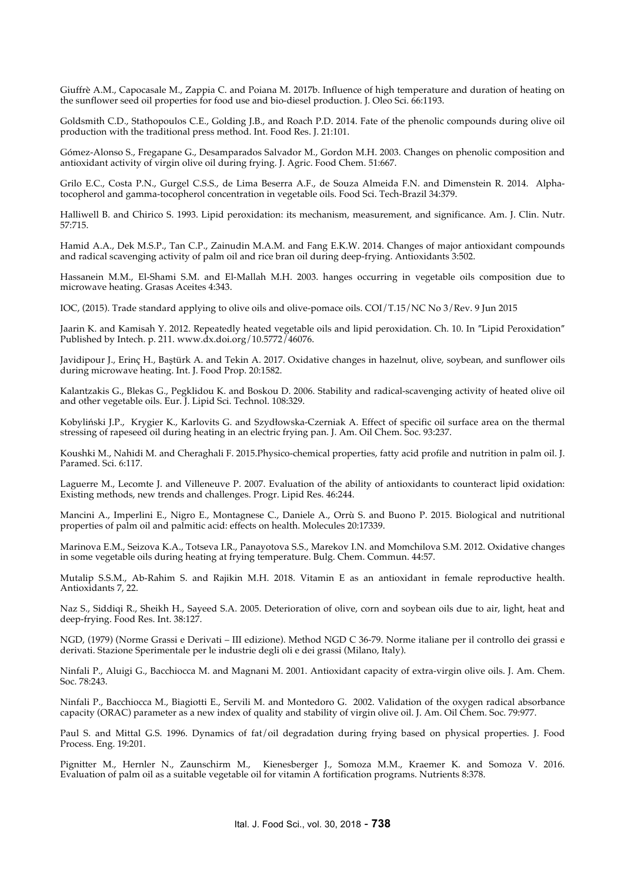Giuffrè A.M., Capocasale M., Zappia C. and Poiana M. 2017b. Influence of high temperature and duration of heating on the sunflower seed oil properties for food use and bio-diesel production. J. Oleo Sci. 66:1193.

Goldsmith C.D., Stathopoulos C.E., Golding J.B., and Roach P.D. 2014. Fate of the phenolic compounds during olive oil production with the traditional press method. Int. Food Res. J. 21:101.

Gómez-Alonso S., Fregapane G., Desamparados Salvador M., Gordon M.H. 2003. Changes on phenolic composition and antioxidant activity of virgin olive oil during frying. J. Agric. Food Chem. 51:667.

Grilo E.C., Costa P.N., Gurgel C.S.S., de Lima Beserra A.F., de Souza Almeida F.N. and Dimenstein R. 2014. Alpha-tocopherol and gamma-tocopherol concentration in vegetable oils. Food Sci. Tech-Brazil 34:379.

Halliwell B. and Chirico S. 1993. Lipid peroxidation: its mechanism, measurement, and significance. Am. J. Clin. Nutr. 57:715.

Hamid A.A., Dek M.S.P., Tan C.P., Zainudin M.A.M. and Fang E.K.W. 2014. Changes of major antioxidant compounds and radical scavenging activity of palm oil and rice bran oil during deep-frying. Antioxidants 3:502.

Hassanein M.M., El-Shami S.M. and El-Mallah M.H. 2003. hanges occurring in vegetable oils composition due to microwave heating. Grasas Aceites 4:343.

IOC, (2015). Trade standard applying to olive oils and olive-pomace oils. COI/T.15/NC No 3/Rev. 9 Jun 2015

Jaarin K. and Kamisah Y. 2012. Repeatedly heated vegetable oils and lipid peroxidation. Ch. 10. In "Lipid Peroxidation" Published by Intech. p. 211. www.dx.doi.org/10.5772/46076.

Javidipour J., Erinç H., Baştürk A. and Tekin A. 2017. Oxidative changes in hazelnut, olive, soybean, and sunflower oils during microwave heating. Int. J. Food Prop. 20:1582.

Kalantzakis G., Blekas G., Pegklidou K. and Boskou D. 2006. Stability and radical-scavenging activity of heated olive oil and other vegetable oils. Eur. J. Lipid Sci. Technol. 108:329.

Kobyliński J.P., Krygier K., Karlovits G. and Szydłowska-Czerniak A. Effect of specific oil surface area on the thermal stressing of rapeseed oil during heating in an electric frying pan. J. Am. Oil Chem. Soc. 93:237.

Koushki M., Nahidi M. and Cheraghali F. 2015.Physico-chemical properties, fatty acid profile and nutrition in palm oil. J. Paramed. Sci. 6:117.

Laguerre M., Lecomte J. and Villeneuve P. 2007. Evaluation of the ability of antioxidants to counteract lipid oxidation: Existing methods, new trends and challenges. Progr. Lipid Res. 46:244.

Mancini A., Imperlini E., Nigro E., Montagnese C., Daniele A., Orrù S. and Buono P. 2015. Biological and nutritional properties of palm oil and palmitic acid: effects on health. Molecules 20:17339.

Marinova E.M., Seizova K.A., Totseva I.R., Panayotova S.S., Marekov I.N. and Momchilova S.M. 2012. Oxidative changes in some vegetable oils during heating at frying temperature. Bulg. Chem. Commun. 44:57.

Mutalip S.S.M., Ab-Rahim S. and Rajikin M.H. 2018. Vitamin E as an antioxidant in female reproductive health. Antioxidants 7, 22.

Naz S., Siddiqi R., Sheikh H., Sayeed S.A. 2005. Deterioration of olive, corn and soybean oils due to air, light, heat and deep-frying. Food Res. Int. 38:127.

NGD, (1979) (Norme Grassi e Derivati – III edizione). Method NGD C 36-79. Norme italiane per il controllo dei grassi e derivati. Stazione Sperimentale per le industrie degli oli e dei grassi (Milano, Italy).

Ninfali P., Aluigi G., Bacchiocca M. and Magnani M. 2001. Antioxidant capacity of extra-virgin olive oils. J. Am. Chem. Soc. 78:243.

Ninfali P., Bacchiocca M., Biagiotti E., Servili M. and Montedoro G. 2002. Validation of the oxygen radical absorbance capacity (ORAC) parameter as a new index of quality and stability of virgin olive oil. J. Am. Oil Chem. Soc. 79:977.

Paul S. and Mittal G.S. 1996. Dynamics of fat/oil degradation during frying based on physical properties. J. Food Process. Eng. 19:201.

Pignitter M., Hernler N., Zaunschirm M., Kienesberger J., Somoza M.M., Kraemer K. and Somoza V. 2016. Evaluation of palm oil as a suitable vegetable oil for vitamin A fortification programs. Nutrients 8:378.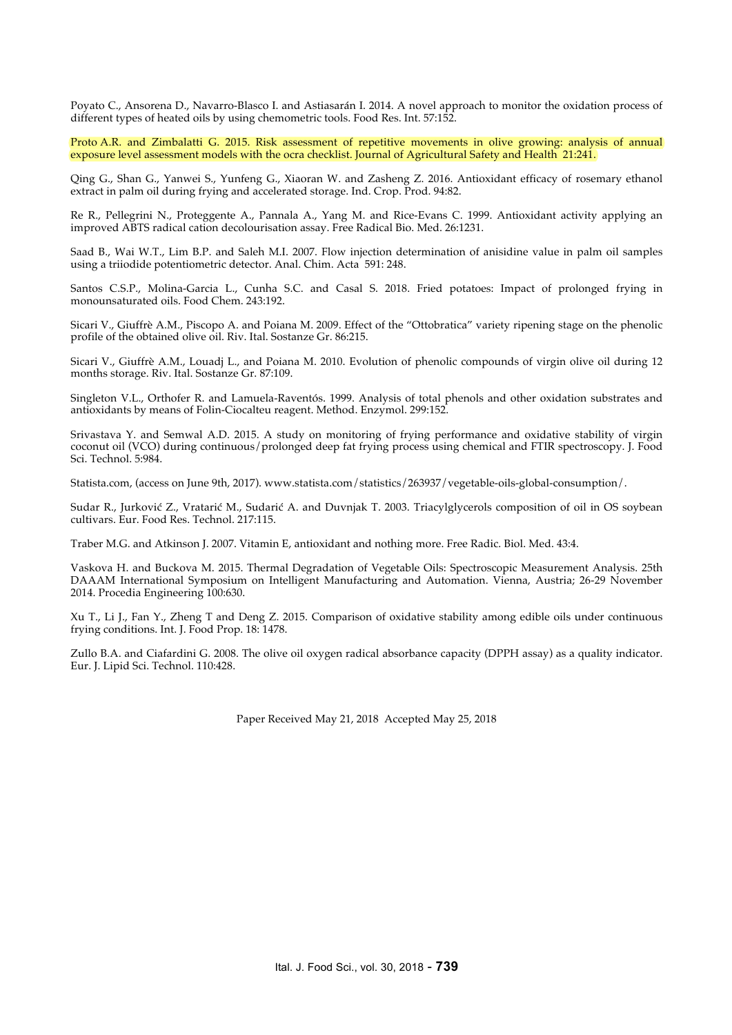Poyato C., Ansorena D., Navarro-Blasco I. and Astiasarán I. 2014. A novel approach to monitor the oxidation process of different types of heated oils by using chemometric tools. Food Res. Int. 57:152.

Proto A.R. and Zimbalatti G. 2015. Risk assessment of repetitive movements in olive growing: analysis of annual exposure level assessment models with the ocra checklist. Journal of Agricultural Safety and Health 21:241.

Qing G., Shan G., Yanwei S., Yunfeng G., Xiaoran W. and Zasheng Z. 2016. Antioxidant efficacy of rosemary ethanol extract in palm oil during frying and accelerated storage. Ind. Crop. Prod. 94:82.

Re R., Pellegrini N., Proteggente A., Pannala A., Yang M. and Rice-Evans C. 1999. Antioxidant activity applying an improved ABTS radical cation decolourisation assay. Free Radical Bio. Med. 26:1231.

Saad B., Wai W.T., Lim B.P. and Saleh M.I. 2007. Flow injection determination of anisidine value in palm oil samples using a triiodide potentiometric detector. Anal. Chim. Acta 591: 248.

Santos C.S.P., Molina-Garcia L., Cunha S.C. and Casal S. 2018. Fried potatoes: Impact of prolonged frying in monounsaturated oils. Food Chem. 243:192.

Sicari V., Giuffrè A.M., Piscopo A. and Poiana M. 2009. Effect of the "Ottobratica" variety ripening stage on the phenolic profile of the obtained olive oil. Riv. Ital. Sostanze Gr. 86:215.

Sicari V., Giuffrè A.M., Louadj L., and Poiana M. 2010. Evolution of phenolic compounds of virgin olive oil during 12 months storage. Riv. Ital. Sostanze Gr. 87:109.

Singleton V.L., Orthofer R. and Lamuela-Raventós. 1999. Analysis of total phenols and other oxidation substrates and antioxidants by means of Folin-Ciocalteu reagent. Method. Enzymol. 299:152.

Srivastava Y. and Semwal A.D. 2015. A study on monitoring of frying performance and oxidative stability of virgin coconut oil (VCO) during continuous/prolonged deep fat frying process using chemical and FTIR spectroscopy. J. Food Sci. Technol. 5:984.

Statista.com, (access on June 9th, 2017). www.statista.com/statistics/263937/vegetable-oils-global-consumption/.

Sudar R., Jurković Z., Vratarić M., Sudarić A. and Duvnjak T. 2003. Triacylglycerols composition of oil in OS soybean cultivars. Eur. Food Res. Technol. 217:115.

Traber M.G. and Atkinson J. 2007. Vitamin E, antioxidant and nothing more. Free Radic. Biol. Med. 43:4.

Vaskova H. and Buckova M. 2015. Thermal Degradation of Vegetable Oils: Spectroscopic Measurement Analysis. 25th DAAAM International Symposium on Intelligent Manufacturing and Automation. Vienna, Austria; 26-29 November 2014. Procedia Engineering 100:630.

Xu T., Li J., Fan Y., Zheng T and Deng Z. 2015. Comparison of oxidative stability among edible oils under continuous frying conditions. Int. J. Food Prop. 18: 1478.

Zullo B.A. and Ciafardini G. 2008. The olive oil oxygen radical absorbance capacity (DPPH assay) as a quality indicator. Eur. J. Lipid Sci. Technol. 110:428.

Paper Received May 21, 2018 Accepted May 25, 2018